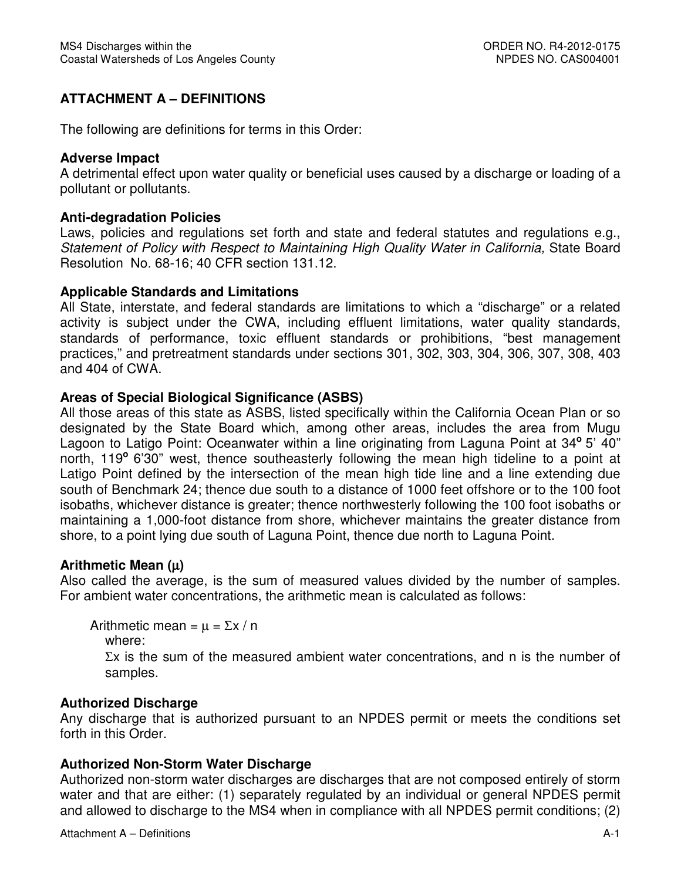## ATTACHMENT A – DEFINITIONS

The following are definitions for terms in this Order:

**Adverse Impact**
A detrimental effect upon water quality or beneficial uses caused by a discharge or loading of a pollutant or pollutants.

**Anti-degradation Policies**
Laws, policies and regulations set forth and state and federal statutes and regulations e.g., *Statement of Policy with Respect to Maintaining High Quality Water in California,* State Board Resolution No. 68-16; 40 CFR section 131.12.

**Applicable Standards and Limitations**
All State, interstate, and federal standards are limitations to which a "discharge" or a related activity is subject under the CWA, including effluent limitations, water quality standards, standards of performance, toxic effluent standards or prohibitions, "best management practices," and pretreatment standards under sections 301, 302, 303, 304, 306, 307, 308, 403 and 404 of CWA.

**Areas of Special Biological Significance (ASBS)**
All those areas of this state as ASBS, listed specifically within the California Ocean Plan or so designated by the State Board which, among other areas, includes the area from Mugu Lagoon to Latigo Point: Oceanwater within a line originating from Laguna Point at 34º 5' 40" north, 119º 6'30" west, thence southeasterly following the mean high tideline to a point at Latigo Point defined by the intersection of the mean high tide line and a line extending due south of Benchmark 24; thence due south to a distance of 1000 feet offshore or to the 100 foot isobaths, whichever distance is greater; thence northwesterly following the 100 foot isobaths or maintaining a 1,000-foot distance from shore, whichever maintains the greater distance from shore, to a point lying due south of Laguna Point, thence due north to Laguna Point.

**Arithmetic Mean ($\mu$)**
Also called the average, is the sum of measured values divided by the number of samples. For ambient water concentrations, the arithmetic mean is calculated as follows:

Arithmetic mean = $\mu = \Sigma x / n$

where:

$\Sigma x$ is the sum of the measured ambient water concentrations, and n is the number of samples.

**Authorized Discharge**
Any discharge that is authorized pursuant to an NPDES permit or meets the conditions set forth in this Order.

**Authorized Non-Storm Water Discharge**
Authorized non-storm water discharges are discharges that are not composed entirely of storm water and that are either: (1) separately regulated by an individual or general NPDES permit and allowed to discharge to the MS4 when in compliance with all NPDES permit conditions; (2)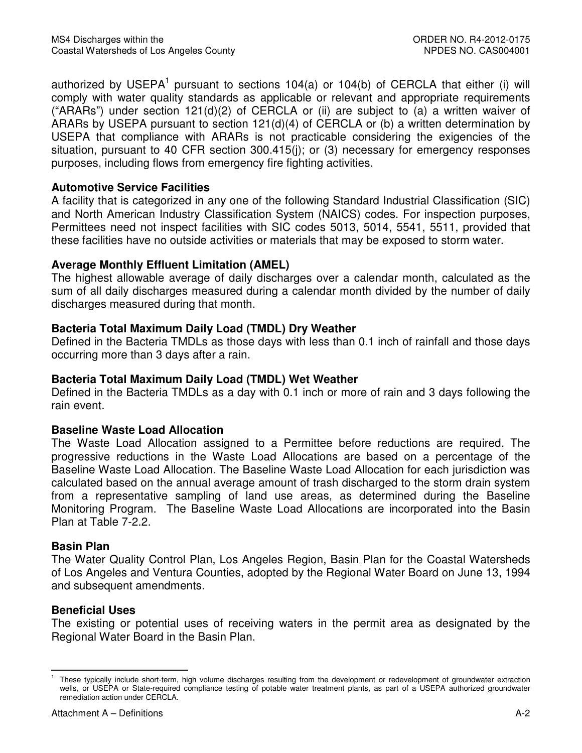authorized by USEPA[1] pursuant to sections 104(a) or 104(b) of CERCLA that either (i) will comply with water quality standards as applicable or relevant and appropriate requirements ("ARARs") under section 121(d)(2) of CERCLA or (ii) are subject to (a) a written waiver of ARARs by USEPA pursuant to section 121(d)(4) of CERCLA or (b) a written determination by USEPA that compliance with ARARs is not practicable considering the exigencies of the situation, pursuant to 40 CFR section 300.415(j); or (3) necessary for emergency responses purposes, including flows from emergency fire fighting activities.

**Automotive Service Facilities**
A facility that is categorized in any one of the following Standard Industrial Classification (SIC) and North American Industry Classification System (NAICS) codes. For inspection purposes, Permittees need not inspect facilities with SIC codes 5013, 5014, 5541, 5511, provided that these facilities have no outside activities or materials that may be exposed to storm water.

**Average Monthly Effluent Limitation (AMEL)**
The highest allowable average of daily discharges over a calendar month, calculated as the sum of all daily discharges measured during a calendar month divided by the number of daily discharges measured during that month.

**Bacteria Total Maximum Daily Load (TMDL) Dry Weather**
Defined in the Bacteria TMDLs as those days with less than 0.1 inch of rainfall and those days occurring more than 3 days after a rain.

**Bacteria Total Maximum Daily Load (TMDL) Wet Weather**
Defined in the Bacteria TMDLs as a day with 0.1 inch or more of rain and 3 days following the rain event.

**Baseline Waste Load Allocation**
The Waste Load Allocation assigned to a Permittee before reductions are required. The progressive reductions in the Waste Load Allocations are based on a percentage of the Baseline Waste Load Allocation. The Baseline Waste Load Allocation for each jurisdiction was calculated based on the annual average amount of trash discharged to the storm drain system from a representative sampling of land use areas, as determined during the Baseline Monitoring Program. The Baseline Waste Load Allocations are incorporated into the Basin Plan at Table 7-2.2.

**Basin Plan**
The Water Quality Control Plan, Los Angeles Region, Basin Plan for the Coastal Watersheds of Los Angeles and Ventura Counties, adopted by the Regional Water Board on June 13, 1994 and subsequent amendments.

**Beneficial Uses**
The existing or potential uses of receiving waters in the permit area as designated by the Regional Water Board in the Basin Plan.

[1] These typically include short-term, high volume discharges resulting from the development or redevelopment of groundwater extraction wells, or USEPA or State-required compliance testing of potable water treatment plants, as part of a USEPA authorized groundwater remediation action under CERCLA.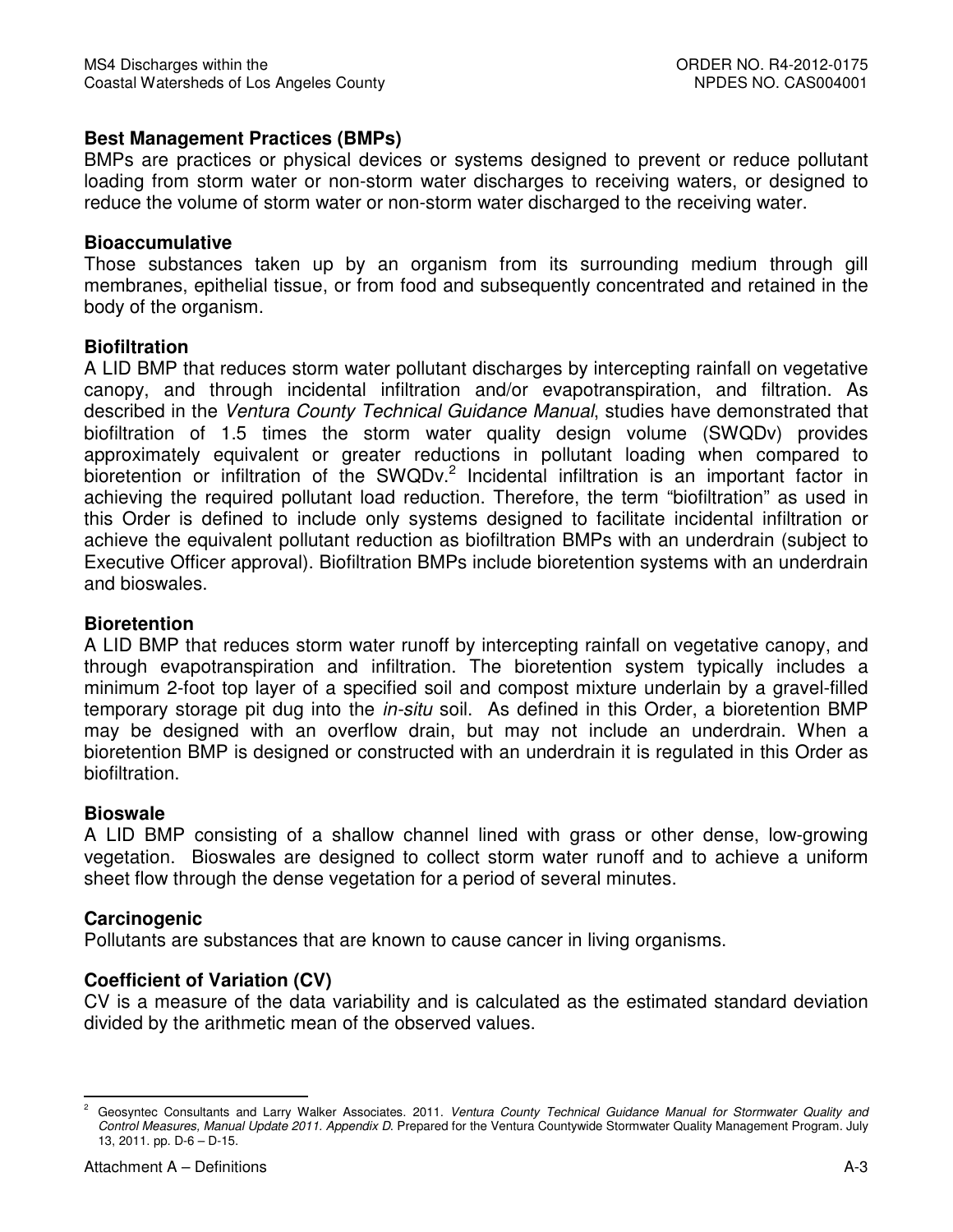**Best Management Practices (BMPs)**
BMPs are practices or physical devices or systems designed to prevent or reduce pollutant loading from storm water or non-storm water discharges to receiving waters, or designed to reduce the volume of storm water or non-storm water discharged to the receiving water.

**Bioaccumulative**
Those substances taken up by an organism from its surrounding medium through gill membranes, epithelial tissue, or from food and subsequently concentrated and retained in the body of the organism.

**Biofiltration**
A LID BMP that reduces storm water pollutant discharges by intercepting rainfall on vegetative canopy, and through incidental infiltration and/or evapotranspiration, and filtration. As described in the *Ventura County Technical Guidance Manual*, studies have demonstrated that biofiltration of 1.5 times the storm water quality design volume (SWQDv) provides approximately equivalent or greater reductions in pollutant loading when compared to bioretention or infiltration of the SWQDv.[2] Incidental infiltration is an important factor in achieving the required pollutant load reduction. Therefore, the term "biofiltration" as used in this Order is defined to include only systems designed to facilitate incidental infiltration or achieve the equivalent pollutant reduction as biofiltration BMPs with an underdrain (subject to Executive Officer approval). Biofiltration BMPs include bioretention systems with an underdrain and bioswales.

**Bioretention**
A LID BMP that reduces storm water runoff by intercepting rainfall on vegetative canopy, and through evapotranspiration and infiltration. The bioretention system typically includes a minimum 2-foot top layer of a specified soil and compost mixture underlain by a gravel-filled temporary storage pit dug into the *in-situ* soil. As defined in this Order, a bioretention BMP may be designed with an overflow drain, but may not include an underdrain. When a bioretention BMP is designed or constructed with an underdrain it is regulated in this Order as biofiltration.

**Bioswale**
A LID BMP consisting of a shallow channel lined with grass or other dense, low-growing vegetation. Bioswales are designed to collect storm water runoff and to achieve a uniform sheet flow through the dense vegetation for a period of several minutes.

**Carcinogenic**
Pollutants are substances that are known to cause cancer in living organisms.

**Coefficient of Variation (CV)**
CV is a measure of the data variability and is calculated as the estimated standard deviation divided by the arithmetic mean of the observed values.

---

[2] Geosyntec Consultants and Larry Walker Associates. 2011. *Ventura County Technical Guidance Manual for Stormwater Quality and Control Measures, Manual Update 2011. Appendix D.* Prepared for the Ventura Countywide Stormwater Quality Management Program. July 13, 2011. pp. D-6 – D-15.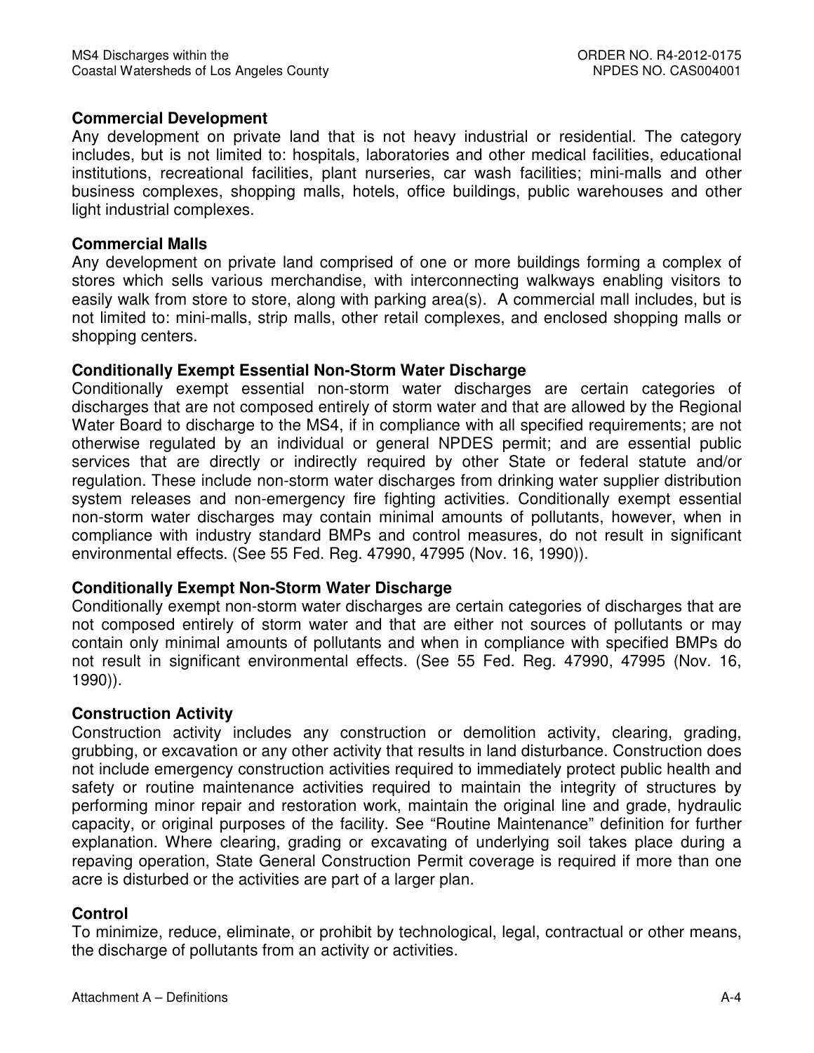### Commercial Development

Any development on private land that is not heavy industrial or residential. The category includes, but is not limited to: hospitals, laboratories and other medical facilities, educational institutions, recreational facilities, plant nurseries, car wash facilities; mini-malls and other business complexes, shopping malls, hotels, office buildings, public warehouses and other light industrial complexes.

### Commercial Malls

Any development on private land comprised of one or more buildings forming a complex of stores which sells various merchandise, with interconnecting walkways enabling visitors to easily walk from store to store, along with parking area(s). A commercial mall includes, but is not limited to: mini-malls, strip malls, other retail complexes, and enclosed shopping malls or shopping centers.

### Conditionally Exempt Essential Non-Storm Water Discharge

Conditionally exempt essential non-storm water discharges are certain categories of discharges that are not composed entirely of storm water and that are allowed by the Regional Water Board to discharge to the MS4, if in compliance with all specified requirements; are not otherwise regulated by an individual or general NPDES permit; and are essential public services that are directly or indirectly required by other State or federal statute and/or regulation. These include non-storm water discharges from drinking water supplier distribution system releases and non-emergency fire fighting activities. Conditionally exempt essential non-storm water discharges may contain minimal amounts of pollutants, however, when in compliance with industry standard BMPs and control measures, do not result in significant environmental effects. (See 55 Fed. Reg. 47990, 47995 (Nov. 16, 1990)).

### Conditionally Exempt Non-Storm Water Discharge

Conditionally exempt non-storm water discharges are certain categories of discharges that are not composed entirely of storm water and that are either not sources of pollutants or may contain only minimal amounts of pollutants and when in compliance with specified BMPs do not result in significant environmental effects. (See 55 Fed. Reg. 47990, 47995 (Nov. 16, 1990)).

### Construction Activity

Construction activity includes any construction or demolition activity, clearing, grading, grubbing, or excavation or any other activity that results in land disturbance. Construction does not include emergency construction activities required to immediately protect public health and safety or routine maintenance activities required to maintain the integrity of structures by performing minor repair and restoration work, maintain the original line and grade, hydraulic capacity, or original purposes of the facility. See "Routine Maintenance" definition for further explanation. Where clearing, grading or excavating of underlying soil takes place during a repaving operation, State General Construction Permit coverage is required if more than one acre is disturbed or the activities are part of a larger plan.

### Control

To minimize, reduce, eliminate, or prohibit by technological, legal, contractual or other means, the discharge of pollutants from an activity or activities.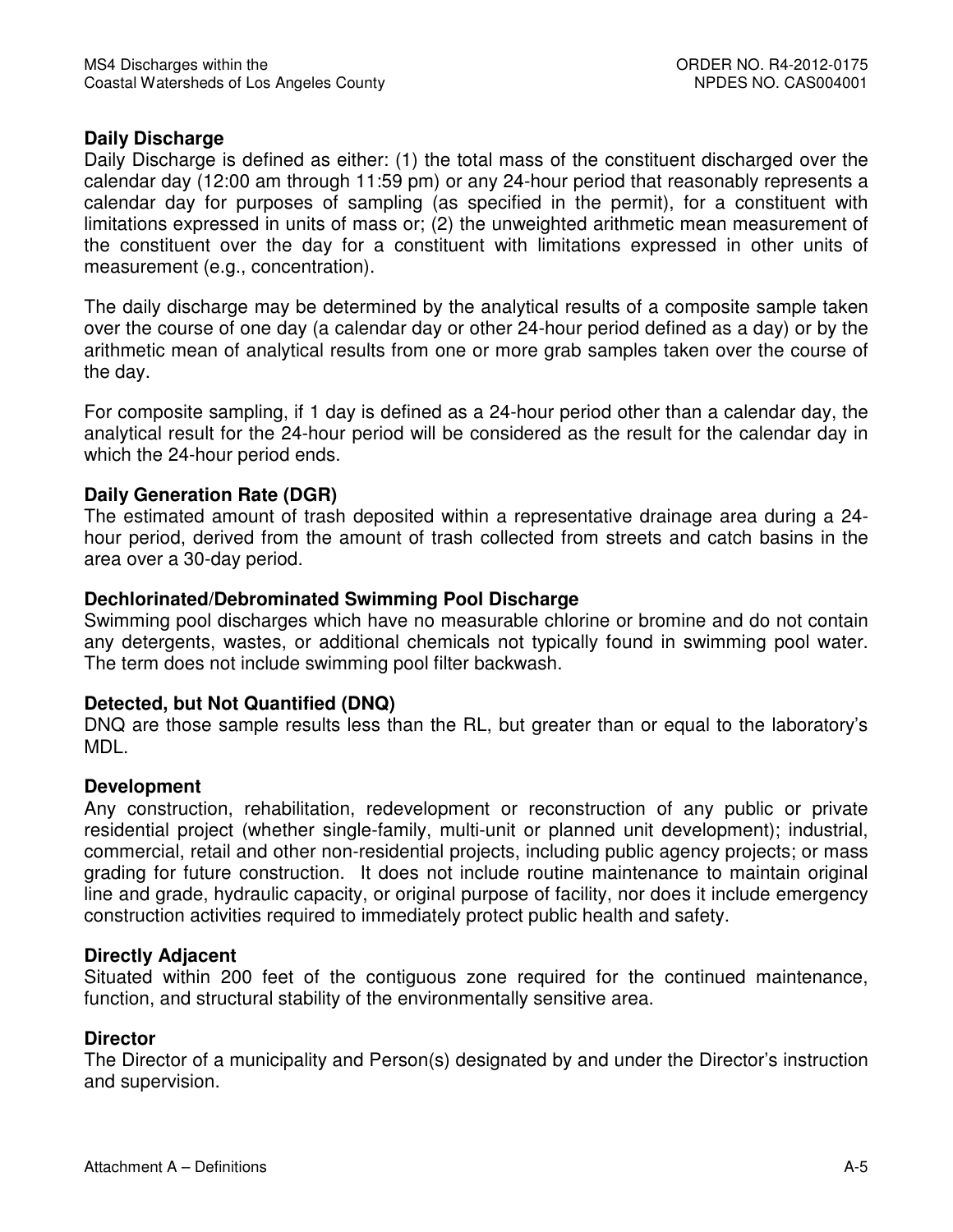**Daily Discharge**
Daily Discharge is defined as either: (1) the total mass of the constituent discharged over the calendar day (12:00 am through 11:59 pm) or any 24-hour period that reasonably represents a calendar day for purposes of sampling (as specified in the permit), for a constituent with limitations expressed in units of mass or; (2) the unweighted arithmetic mean measurement of the constituent over the day for a constituent with limitations expressed in other units of measurement (e.g., concentration).

The daily discharge may be determined by the analytical results of a composite sample taken over the course of one day (a calendar day or other 24-hour period defined as a day) or by the arithmetic mean of analytical results from one or more grab samples taken over the course of the day.

For composite sampling, if 1 day is defined as a 24-hour period other than a calendar day, the analytical result for the 24-hour period will be considered as the result for the calendar day in which the 24-hour period ends.

**Daily Generation Rate (DGR)**
The estimated amount of trash deposited within a representative drainage area during a 24-hour period, derived from the amount of trash collected from streets and catch basins in the area over a 30-day period.

**Dechlorinated/Debrominated Swimming Pool Discharge**
Swimming pool discharges which have no measurable chlorine or bromine and do not contain any detergents, wastes, or additional chemicals not typically found in swimming pool water. The term does not include swimming pool filter backwash.

**Detected, but Not Quantified (DNQ)**
DNQ are those sample results less than the RL, but greater than or equal to the laboratory's MDL.

**Development**
Any construction, rehabilitation, redevelopment or reconstruction of any public or private residential project (whether single-family, multi-unit or planned unit development); industrial, commercial, retail and other non-residential projects, including public agency projects; or mass grading for future construction. It does not include routine maintenance to maintain original line and grade, hydraulic capacity, or original purpose of facility, nor does it include emergency construction activities required to immediately protect public health and safety.

**Directly Adjacent**
Situated within 200 feet of the contiguous zone required for the continued maintenance, function, and structural stability of the environmentally sensitive area.

**Director**
The Director of a municipality and Person(s) designated by and under the Director's instruction and supervision.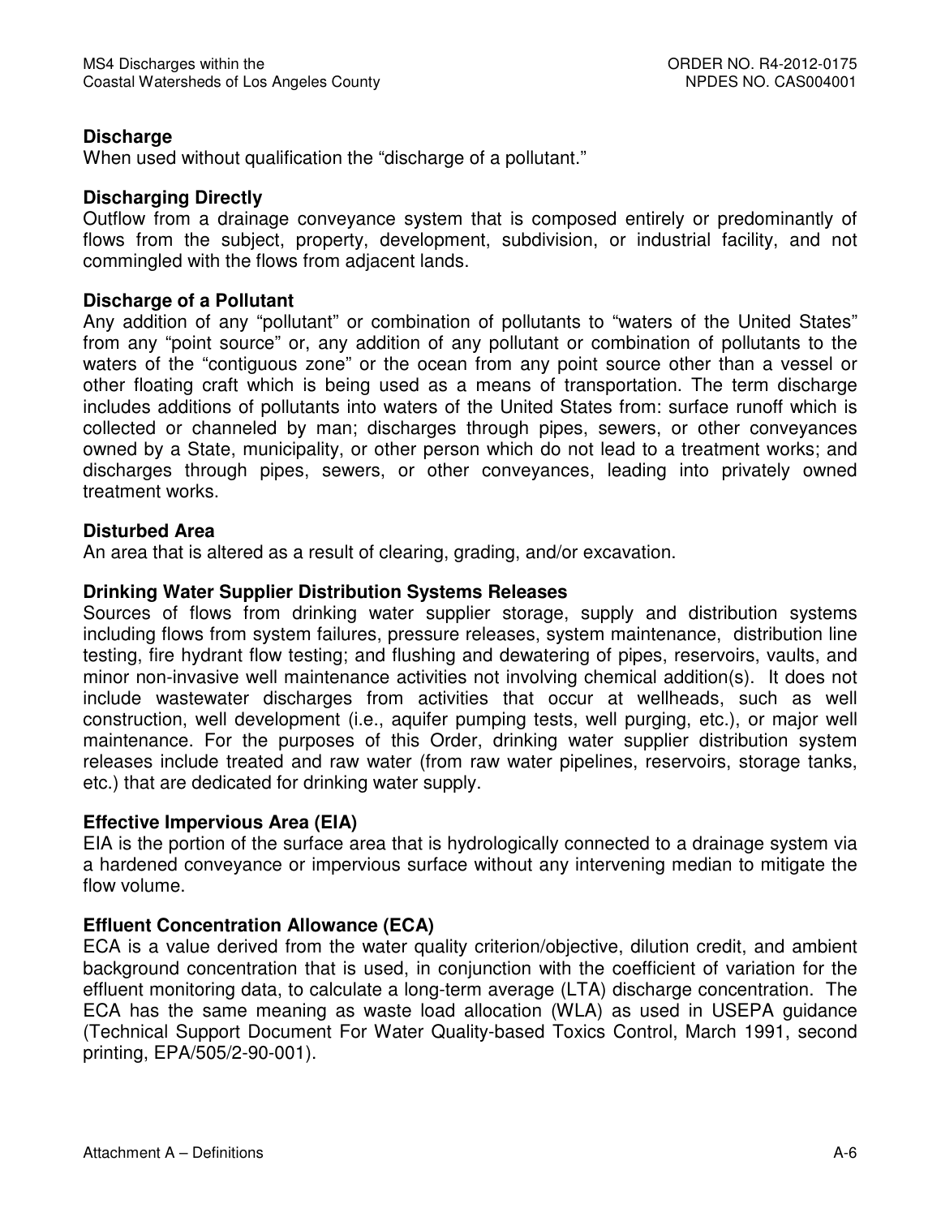**Discharge**
When used without qualification the "discharge of a pollutant."

**Discharging Directly**
Outflow from a drainage conveyance system that is composed entirely or predominantly of flows from the subject, property, development, subdivision, or industrial facility, and not commingled with the flows from adjacent lands.

**Discharge of a Pollutant**
Any addition of any "pollutant" or combination of pollutants to "waters of the United States" from any "point source" or, any addition of any pollutant or combination of pollutants to the waters of the "contiguous zone" or the ocean from any point source other than a vessel or other floating craft which is being used as a means of transportation. The term discharge includes additions of pollutants into waters of the United States from: surface runoff which is collected or channeled by man; discharges through pipes, sewers, or other conveyances owned by a State, municipality, or other person which do not lead to a treatment works; and discharges through pipes, sewers, or other conveyances, leading into privately owned treatment works.

**Disturbed Area**
An area that is altered as a result of clearing, grading, and/or excavation.

**Drinking Water Supplier Distribution Systems Releases**
Sources of flows from drinking water supplier storage, supply and distribution systems including flows from system failures, pressure releases, system maintenance, distribution line testing, fire hydrant flow testing; and flushing and dewatering of pipes, reservoirs, vaults, and minor non-invasive well maintenance activities not involving chemical addition(s). It does not include wastewater discharges from activities that occur at wellheads, such as well construction, well development (i.e., aquifer pumping tests, well purging, etc.), or major well maintenance. For the purposes of this Order, drinking water supplier distribution system releases include treated and raw water (from raw water pipelines, reservoirs, storage tanks, etc.) that are dedicated for drinking water supply.

**Effective Impervious Area (EIA)**
EIA is the portion of the surface area that is hydrologically connected to a drainage system via a hardened conveyance or impervious surface without any intervening median to mitigate the flow volume.

**Effluent Concentration Allowance (ECA)**
ECA is a value derived from the water quality criterion/objective, dilution credit, and ambient background concentration that is used, in conjunction with the coefficient of variation for the effluent monitoring data, to calculate a long-term average (LTA) discharge concentration. The ECA has the same meaning as waste load allocation (WLA) as used in USEPA guidance (Technical Support Document For Water Quality-based Toxics Control, March 1991, second printing, EPA/505/2-90-001).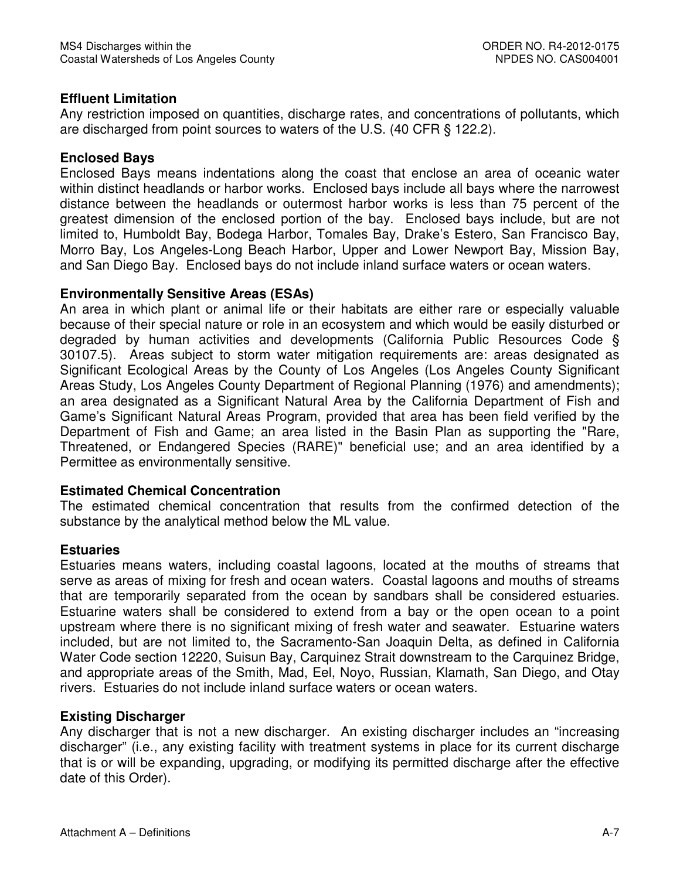**Effluent Limitation**

Any restriction imposed on quantities, discharge rates, and concentrations of pollutants, which are discharged from point sources to waters of the U.S. (40 CFR § 122.2).

**Enclosed Bays**

Enclosed Bays means indentations along the coast that enclose an area of oceanic water within distinct headlands or harbor works. Enclosed bays include all bays where the narrowest distance between the headlands or outermost harbor works is less than 75 percent of the greatest dimension of the enclosed portion of the bay. Enclosed bays include, but are not limited to, Humboldt Bay, Bodega Harbor, Tomales Bay, Drake's Estero, San Francisco Bay, Morro Bay, Los Angeles-Long Beach Harbor, Upper and Lower Newport Bay, Mission Bay, and San Diego Bay. Enclosed bays do not include inland surface waters or ocean waters.

**Environmentally Sensitive Areas (ESAs)**

An area in which plant or animal life or their habitats are either rare or especially valuable because of their special nature or role in an ecosystem and which would be easily disturbed or degraded by human activities and developments (California Public Resources Code § 30107.5). Areas subject to storm water mitigation requirements are: areas designated as Significant Ecological Areas by the County of Los Angeles (Los Angeles County Significant Areas Study, Los Angeles County Department of Regional Planning (1976) and amendments); an area designated as a Significant Natural Area by the California Department of Fish and Game's Significant Natural Areas Program, provided that area has been field verified by the Department of Fish and Game; an area listed in the Basin Plan as supporting the "Rare, Threatened, or Endangered Species (RARE)" beneficial use; and an area identified by a Permittee as environmentally sensitive.

**Estimated Chemical Concentration**

The estimated chemical concentration that results from the confirmed detection of the substance by the analytical method below the ML value.

**Estuaries**

Estuaries means waters, including coastal lagoons, located at the mouths of streams that serve as areas of mixing for fresh and ocean waters. Coastal lagoons and mouths of streams that are temporarily separated from the ocean by sandbars shall be considered estuaries. Estuarine waters shall be considered to extend from a bay or the open ocean to a point upstream where there is no significant mixing of fresh water and seawater. Estuarine waters included, but are not limited to, the Sacramento-San Joaquin Delta, as defined in California Water Code section 12220, Suisun Bay, Carquinez Strait downstream to the Carquinez Bridge, and appropriate areas of the Smith, Mad, Eel, Noyo, Russian, Klamath, San Diego, and Otay rivers. Estuaries do not include inland surface waters or ocean waters.

**Existing Discharger**

Any discharger that is not a new discharger. An existing discharger includes an "increasing discharger" (i.e., any existing facility with treatment systems in place for its current discharge that is or will be expanding, upgrading, or modifying its permitted discharge after the effective date of this Order).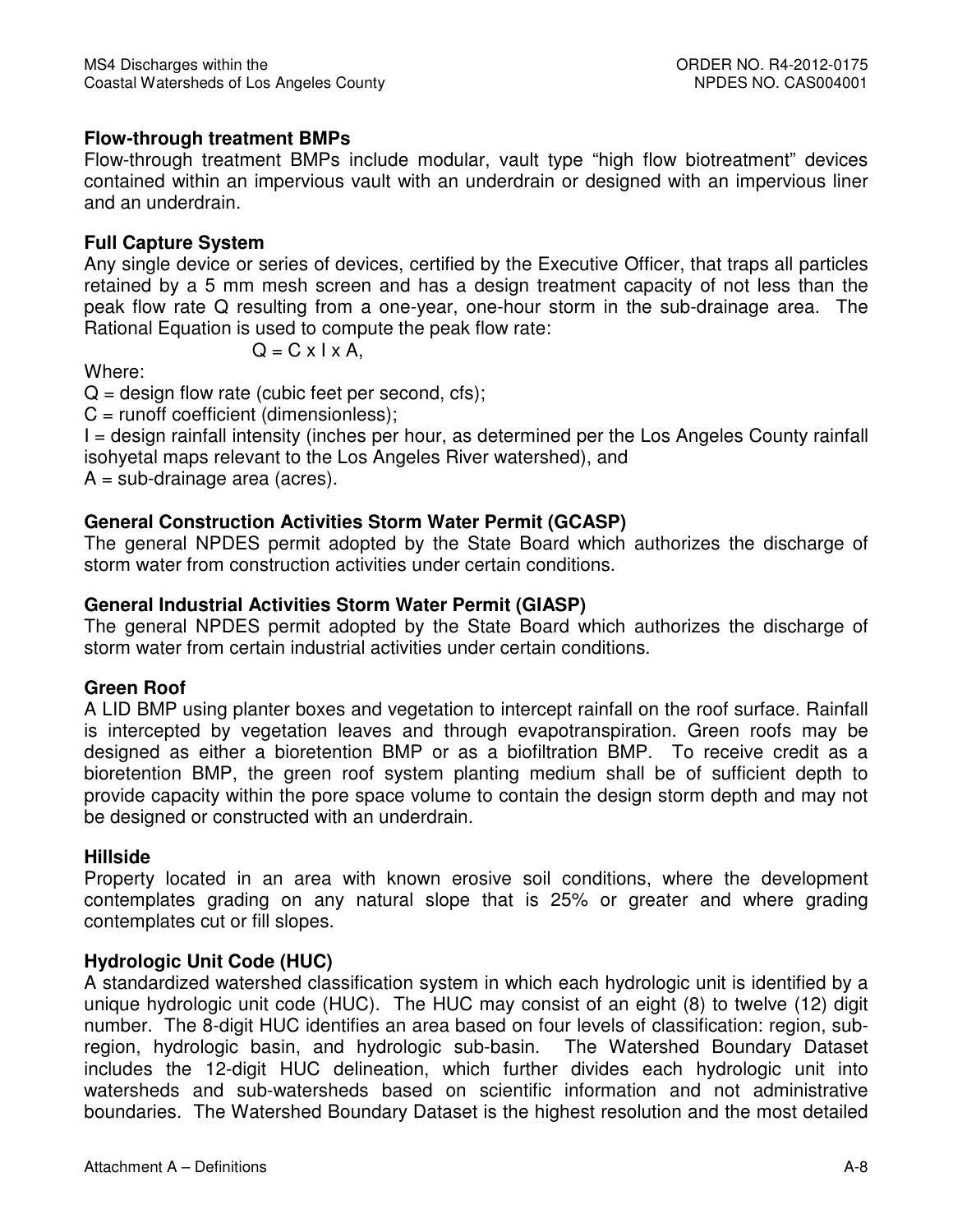**Flow-through treatment BMPs**
Flow-through treatment BMPs include modular, vault type “high flow biotreatment” devices contained within an impervious vault with an underdrain or designed with an impervious liner and an underdrain.

**Full Capture System**
Any single device or series of devices, certified by the Executive Officer, that traps all particles retained by a 5 mm mesh screen and has a design treatment capacity of not less than the peak flow rate Q resulting from a one-year, one-hour storm in the sub-drainage area. The Rational Equation is used to compute the peak flow rate:

$$Q = C \times I \times A,$$

Where:
Q = design flow rate (cubic feet per second, cfs);
C = runoff coefficient (dimensionless);
I = design rainfall intensity (inches per hour, as determined per the Los Angeles County rainfall isohyetal maps relevant to the Los Angeles River watershed), and
A = sub-drainage area (acres).

**General Construction Activities Storm Water Permit (GCASP)**
The general NPDES permit adopted by the State Board which authorizes the discharge of storm water from construction activities under certain conditions.

**General Industrial Activities Storm Water Permit (GIASP)**
The general NPDES permit adopted by the State Board which authorizes the discharge of storm water from certain industrial activities under certain conditions.

**Green Roof**
A LID BMP using planter boxes and vegetation to intercept rainfall on the roof surface. Rainfall is intercepted by vegetation leaves and through evapotranspiration. Green roofs may be designed as either a bioretention BMP or as a biofiltration BMP. To receive credit as a bioretention BMP, the green roof system planting medium shall be of sufficient depth to provide capacity within the pore space volume to contain the design storm depth and may not be designed or constructed with an underdrain.

**Hillside**
Property located in an area with known erosive soil conditions, where the development contemplates grading on any natural slope that is 25% or greater and where grading contemplates cut or fill slopes.

**Hydrologic Unit Code (HUC)**
A standardized watershed classification system in which each hydrologic unit is identified by a unique hydrologic unit code (HUC). The HUC may consist of an eight (8) to twelve (12) digit number. The 8-digit HUC identifies an area based on four levels of classification: region, sub-region, hydrologic basin, and hydrologic sub-basin. The Watershed Boundary Dataset includes the 12-digit HUC delineation, which further divides each hydrologic unit into watersheds and sub-watersheds based on scientific information and not administrative boundaries. The Watershed Boundary Dataset is the highest resolution and the most detailed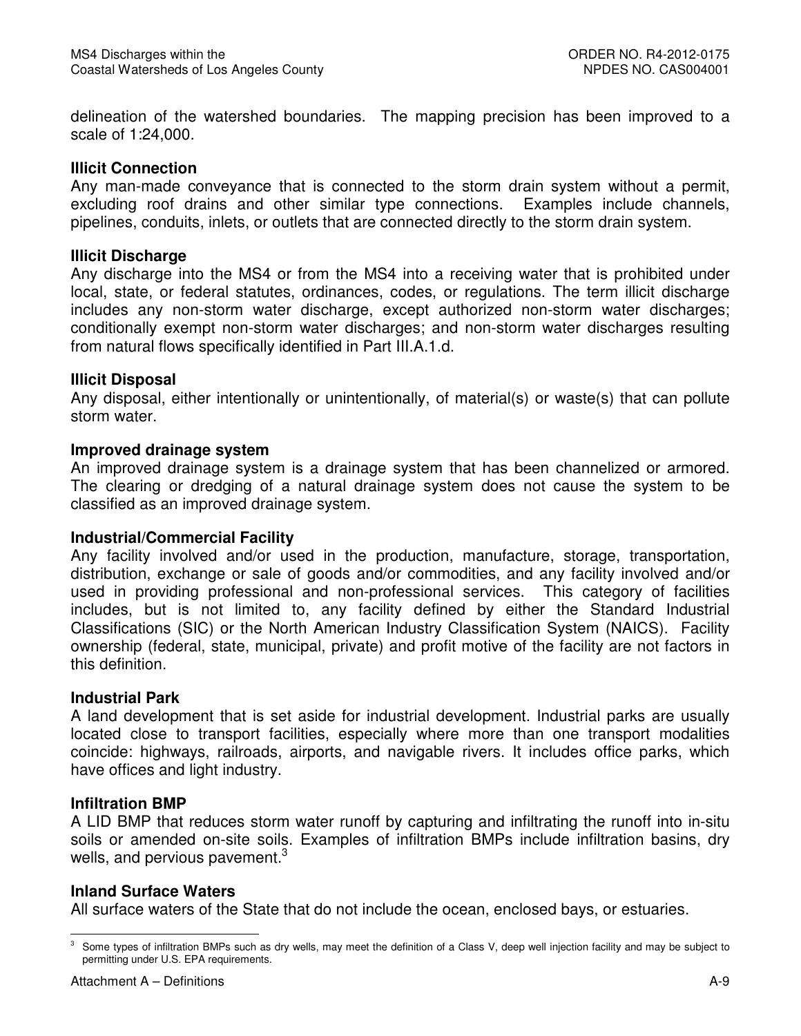delineation of the watershed boundaries. The mapping precision has been improved to a scale of 1:24,000.

**Illicit Connection**
Any man-made conveyance that is connected to the storm drain system without a permit, excluding roof drains and other similar type connections. Examples include channels, pipelines, conduits, inlets, or outlets that are connected directly to the storm drain system.

**Illicit Discharge**
Any discharge into the MS4 or from the MS4 into a receiving water that is prohibited under local, state, or federal statutes, ordinances, codes, or regulations. The term illicit discharge includes any non-storm water discharge, except authorized non-storm water discharges; conditionally exempt non-storm water discharges; and non-storm water discharges resulting from natural flows specifically identified in Part III.A.1.d.

**Illicit Disposal**
Any disposal, either intentionally or unintentionally, of material(s) or waste(s) that can pollute storm water.

**Improved drainage system**
An improved drainage system is a drainage system that has been channelized or armored. The clearing or dredging of a natural drainage system does not cause the system to be classified as an improved drainage system.

**Industrial/Commercial Facility**
Any facility involved and/or used in the production, manufacture, storage, transportation, distribution, exchange or sale of goods and/or commodities, and any facility involved and/or used in providing professional and non-professional services. This category of facilities includes, but is not limited to, any facility defined by either the Standard Industrial Classifications (SIC) or the North American Industry Classification System (NAICS). Facility ownership (federal, state, municipal, private) and profit motive of the facility are not factors in this definition.

**Industrial Park**
A land development that is set aside for industrial development. Industrial parks are usually located close to transport facilities, especially where more than one transport modalities coincide: highways, railroads, airports, and navigable rivers. It includes office parks, which have offices and light industry.

**Infiltration BMP**
A LID BMP that reduces storm water runoff by capturing and infiltrating the runoff into in-situ soils or amended on-site soils. Examples of infiltration BMPs include infiltration basins, dry wells, and pervious pavement.[3]

**Inland Surface Waters**
All surface waters of the State that do not include the ocean, enclosed bays, or estuaries.

[3] Some types of infiltration BMPs such as dry wells, may meet the definition of a Class V, deep well injection facility and may be subject to permitting under U.S. EPA requirements.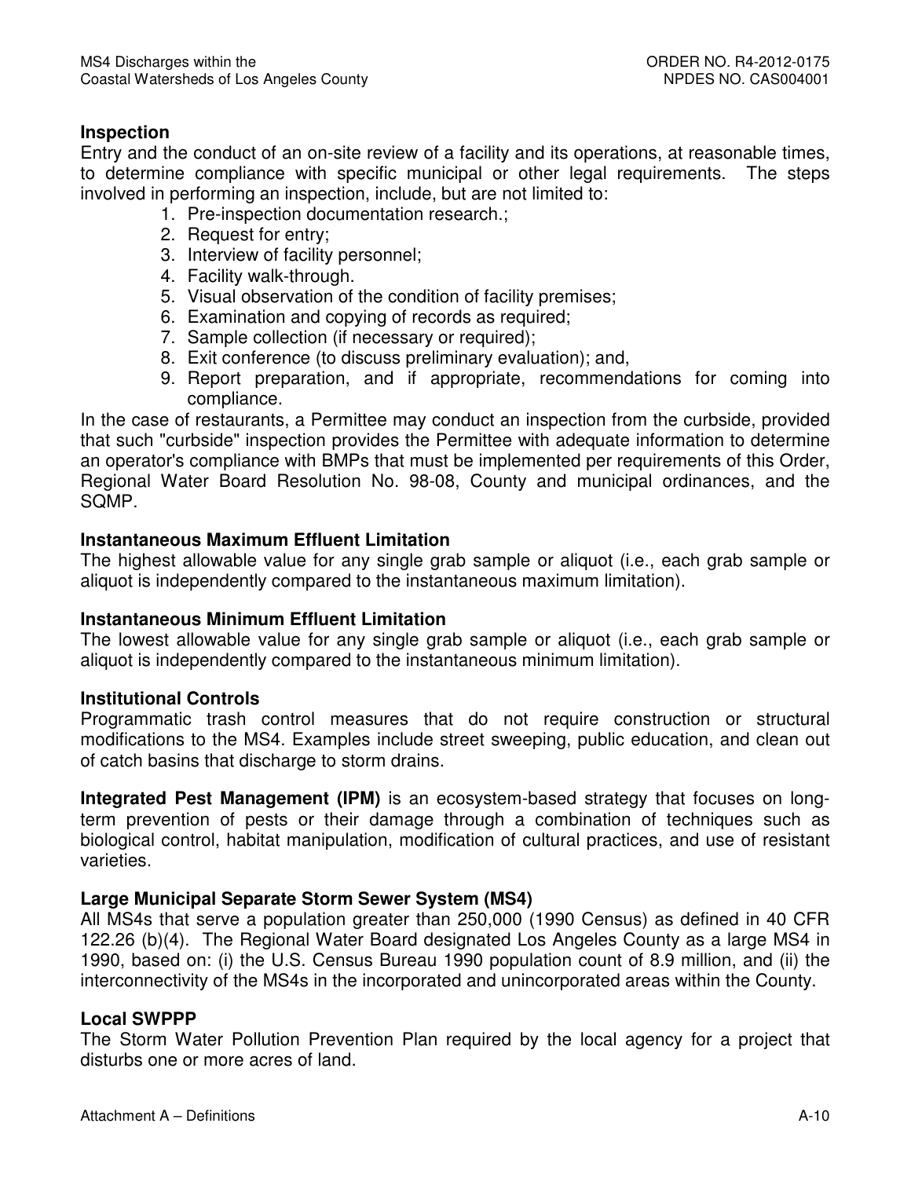**Inspection**

Entry and the conduct of an on-site review of a facility and its operations, at reasonable times, to determine compliance with specific municipal or other legal requirements. The steps involved in performing an inspection, include, but are not limited to:

1. Pre-inspection documentation research.;
2. Request for entry;
3. Interview of facility personnel;
4. Facility walk-through.
5. Visual observation of the condition of facility premises;
6. Examination and copying of records as required;
7. Sample collection (if necessary or required);
8. Exit conference (to discuss preliminary evaluation); and,
9. Report preparation, and if appropriate, recommendations for coming into compliance.

In the case of restaurants, a Permittee may conduct an inspection from the curbside, provided that such "curbside" inspection provides the Permittee with adequate information to determine an operator's compliance with BMPs that must be implemented per requirements of this Order, Regional Water Board Resolution No. 98-08, County and municipal ordinances, and the SQMP.

**Instantaneous Maximum Effluent Limitation**

The highest allowable value for any single grab sample or aliquot (i.e., each grab sample or aliquot is independently compared to the instantaneous maximum limitation).

**Instantaneous Minimum Effluent Limitation**

The lowest allowable value for any single grab sample or aliquot (i.e., each grab sample or aliquot is independently compared to the instantaneous minimum limitation).

**Institutional Controls**

Programmatic trash control measures that do not require construction or structural modifications to the MS4. Examples include street sweeping, public education, and clean out of catch basins that discharge to storm drains.

**Integrated Pest Management (IPM)** is an ecosystem-based strategy that focuses on long-term prevention of pests or their damage through a combination of techniques such as biological control, habitat manipulation, modification of cultural practices, and use of resistant varieties.

**Large Municipal Separate Storm Sewer System (MS4)**

All MS4s that serve a population greater than 250,000 (1990 Census) as defined in 40 CFR 122.26 (b)(4). The Regional Water Board designated Los Angeles County as a large MS4 in 1990, based on: (i) the U.S. Census Bureau 1990 population count of 8.9 million, and (ii) the interconnectivity of the MS4s in the incorporated and unincorporated areas within the County.

**Local SWPPP**

The Storm Water Pollution Prevention Plan required by the local agency for a project that disturbs one or more acres of land.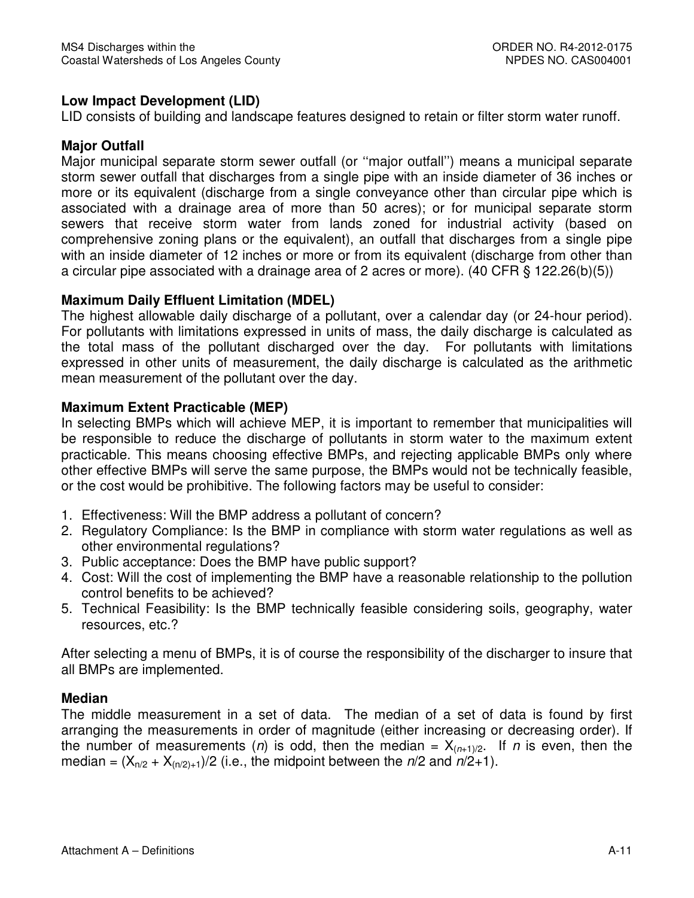**Low Impact Development (LID)**

LID consists of building and landscape features designed to retain or filter storm water runoff.

**Major Outfall**

Major municipal separate storm sewer outfall (or ''major outfall'') means a municipal separate storm sewer outfall that discharges from a single pipe with an inside diameter of 36 inches or more or its equivalent (discharge from a single conveyance other than circular pipe which is associated with a drainage area of more than 50 acres); or for municipal separate storm sewers that receive storm water from lands zoned for industrial activity (based on comprehensive zoning plans or the equivalent), an outfall that discharges from a single pipe with an inside diameter of 12 inches or more or from its equivalent (discharge from other than a circular pipe associated with a drainage area of 2 acres or more). (40 CFR § 122.26(b)(5))

**Maximum Daily Effluent Limitation (MDEL)**

The highest allowable daily discharge of a pollutant, over a calendar day (or 24-hour period). For pollutants with limitations expressed in units of mass, the daily discharge is calculated as the total mass of the pollutant discharged over the day. For pollutants with limitations expressed in other units of measurement, the daily discharge is calculated as the arithmetic mean measurement of the pollutant over the day.

**Maximum Extent Practicable (MEP)**

In selecting BMPs which will achieve MEP, it is important to remember that municipalities will be responsible to reduce the discharge of pollutants in storm water to the maximum extent practicable. This means choosing effective BMPs, and rejecting applicable BMPs only where other effective BMPs will serve the same purpose, the BMPs would not be technically feasible, or the cost would be prohibitive. The following factors may be useful to consider:

1. Effectiveness: Will the BMP address a pollutant of concern?
2. Regulatory Compliance: Is the BMP in compliance with storm water regulations as well as other environmental regulations?
3. Public acceptance: Does the BMP have public support?
4. Cost: Will the cost of implementing the BMP have a reasonable relationship to the pollution control benefits to be achieved?
5. Technical Feasibility: Is the BMP technically feasible considering soils, geography, water resources, etc.?

After selecting a menu of BMPs, it is of course the responsibility of the discharger to insure that all BMPs are implemented.

**Median**

The middle measurement in a set of data. The median of a set of data is found by first arranging the measurements in order of magnitude (either increasing or decreasing order). If the number of measurements ($n$) is odd, then the median = $X_{(n+1)/2}$. If $n$ is even, then the median = $(X_{n/2} + X_{(n/2)+1})/2$ (i.e., the midpoint between the $n/2$ and $n/2+1$).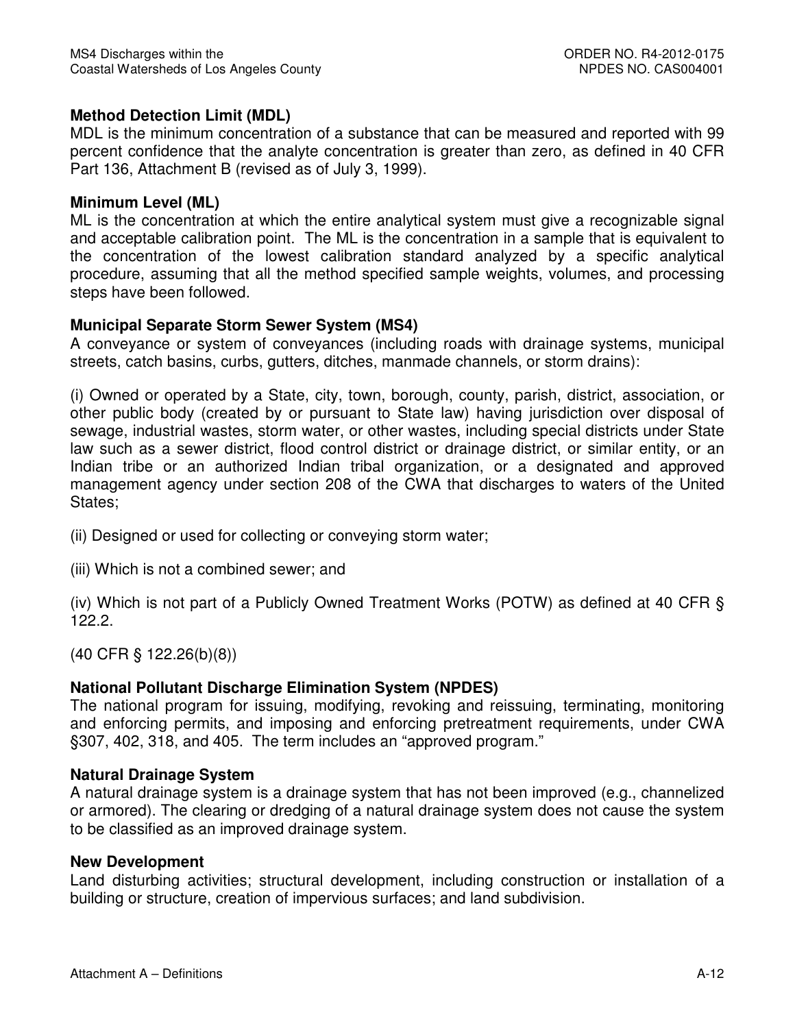**Method Detection Limit (MDL)**
MDL is the minimum concentration of a substance that can be measured and reported with 99 percent confidence that the analyte concentration is greater than zero, as defined in 40 CFR Part 136, Attachment B (revised as of July 3, 1999).

**Minimum Level (ML)**
ML is the concentration at which the entire analytical system must give a recognizable signal and acceptable calibration point. The ML is the concentration in a sample that is equivalent to the concentration of the lowest calibration standard analyzed by a specific analytical procedure, assuming that all the method specified sample weights, volumes, and processing steps have been followed.

**Municipal Separate Storm Sewer System (MS4)**
A conveyance or system of conveyances (including roads with drainage systems, municipal streets, catch basins, curbs, gutters, ditches, manmade channels, or storm drains):

(i) Owned or operated by a State, city, town, borough, county, parish, district, association, or other public body (created by or pursuant to State law) having jurisdiction over disposal of sewage, industrial wastes, storm water, or other wastes, including special districts under State law such as a sewer district, flood control district or drainage district, or similar entity, or an Indian tribe or an authorized Indian tribal organization, or a designated and approved management agency under section 208 of the CWA that discharges to waters of the United States;

(ii) Designed or used for collecting or conveying storm water;

(iii) Which is not a combined sewer; and

(iv) Which is not part of a Publicly Owned Treatment Works (POTW) as defined at 40 CFR § 122.2.

(40 CFR § 122.26(b)(8))

**National Pollutant Discharge Elimination System (NPDES)**
The national program for issuing, modifying, revoking and reissuing, terminating, monitoring and enforcing permits, and imposing and enforcing pretreatment requirements, under CWA §307, 402, 318, and 405. The term includes an "approved program."

**Natural Drainage System**
A natural drainage system is a drainage system that has not been improved (e.g., channelized or armored). The clearing or dredging of a natural drainage system does not cause the system to be classified as an improved drainage system.

**New Development**
Land disturbing activities; structural development, including construction or installation of a building or structure, creation of impervious surfaces; and land subdivision.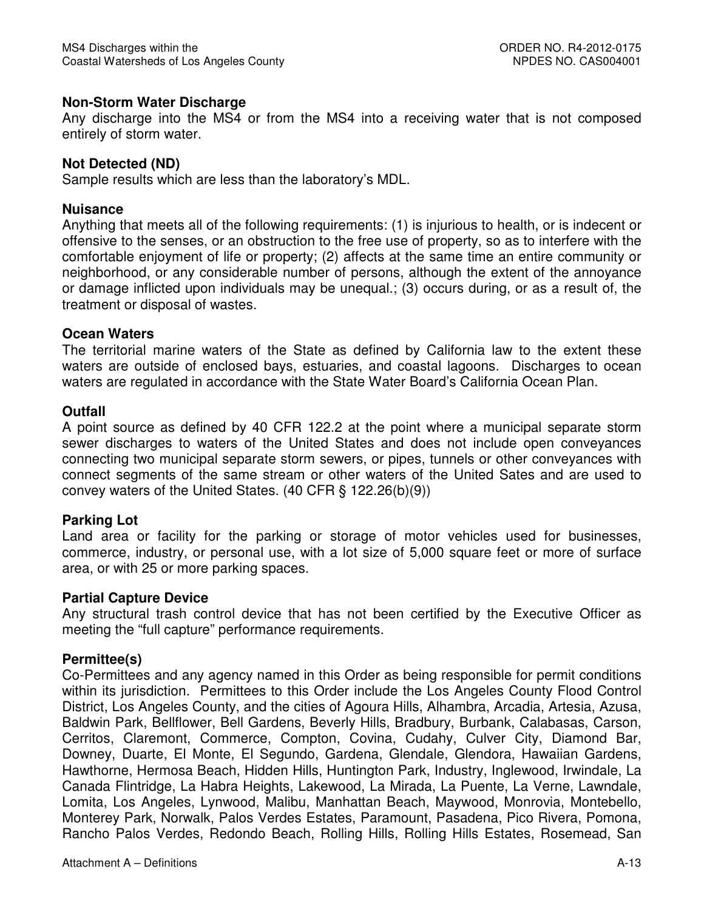**Non-Storm Water Discharge**
Any discharge into the MS4 or from the MS4 into a receiving water that is not composed entirely of storm water.

**Not Detected (ND)**
Sample results which are less than the laboratory's MDL.

**Nuisance**
Anything that meets all of the following requirements: (1) is injurious to health, or is indecent or offensive to the senses, or an obstruction to the free use of property, so as to interfere with the comfortable enjoyment of life or property; (2) affects at the same time an entire community or neighborhood, or any considerable number of persons, although the extent of the annoyance or damage inflicted upon individuals may be unequal.; (3) occurs during, or as a result of, the treatment or disposal of wastes.

**Ocean Waters**
The territorial marine waters of the State as defined by California law to the extent these waters are outside of enclosed bays, estuaries, and coastal lagoons. Discharges to ocean waters are regulated in accordance with the State Water Board's California Ocean Plan.

**Outfall**
A point source as defined by 40 CFR 122.2 at the point where a municipal separate storm sewer discharges to waters of the United States and does not include open conveyances connecting two municipal separate storm sewers, or pipes, tunnels or other conveyances with connect segments of the same stream or other waters of the United Sates and are used to convey waters of the United States. (40 CFR § 122.26(b)(9))

**Parking Lot**
Land area or facility for the parking or storage of motor vehicles used for businesses, commerce, industry, or personal use, with a lot size of 5,000 square feet or more of surface area, or with 25 or more parking spaces.

**Partial Capture Device**
Any structural trash control device that has not been certified by the Executive Officer as meeting the "full capture" performance requirements.

**Permittee(s)**
Co-Permittees and any agency named in this Order as being responsible for permit conditions within its jurisdiction. Permittees to this Order include the Los Angeles County Flood Control District, Los Angeles County, and the cities of Agoura Hills, Alhambra, Arcadia, Artesia, Azusa, Baldwin Park, Bellflower, Bell Gardens, Beverly Hills, Bradbury, Burbank, Calabasas, Carson, Cerritos, Claremont, Commerce, Compton, Covina, Cudahy, Culver City, Diamond Bar, Downey, Duarte, El Monte, El Segundo, Gardena, Glendale, Glendora, Hawaiian Gardens, Hawthorne, Hermosa Beach, Hidden Hills, Huntington Park, Industry, Inglewood, Irwindale, La Canada Flintridge, La Habra Heights, Lakewood, La Mirada, La Puente, La Verne, Lawndale, Lomita, Los Angeles, Lynwood, Malibu, Manhattan Beach, Maywood, Monrovia, Montebello, Monterey Park, Norwalk, Palos Verdes Estates, Paramount, Pasadena, Pico Rivera, Pomona, Rancho Palos Verdes, Redondo Beach, Rolling Hills, Rolling Hills Estates, Rosemead, San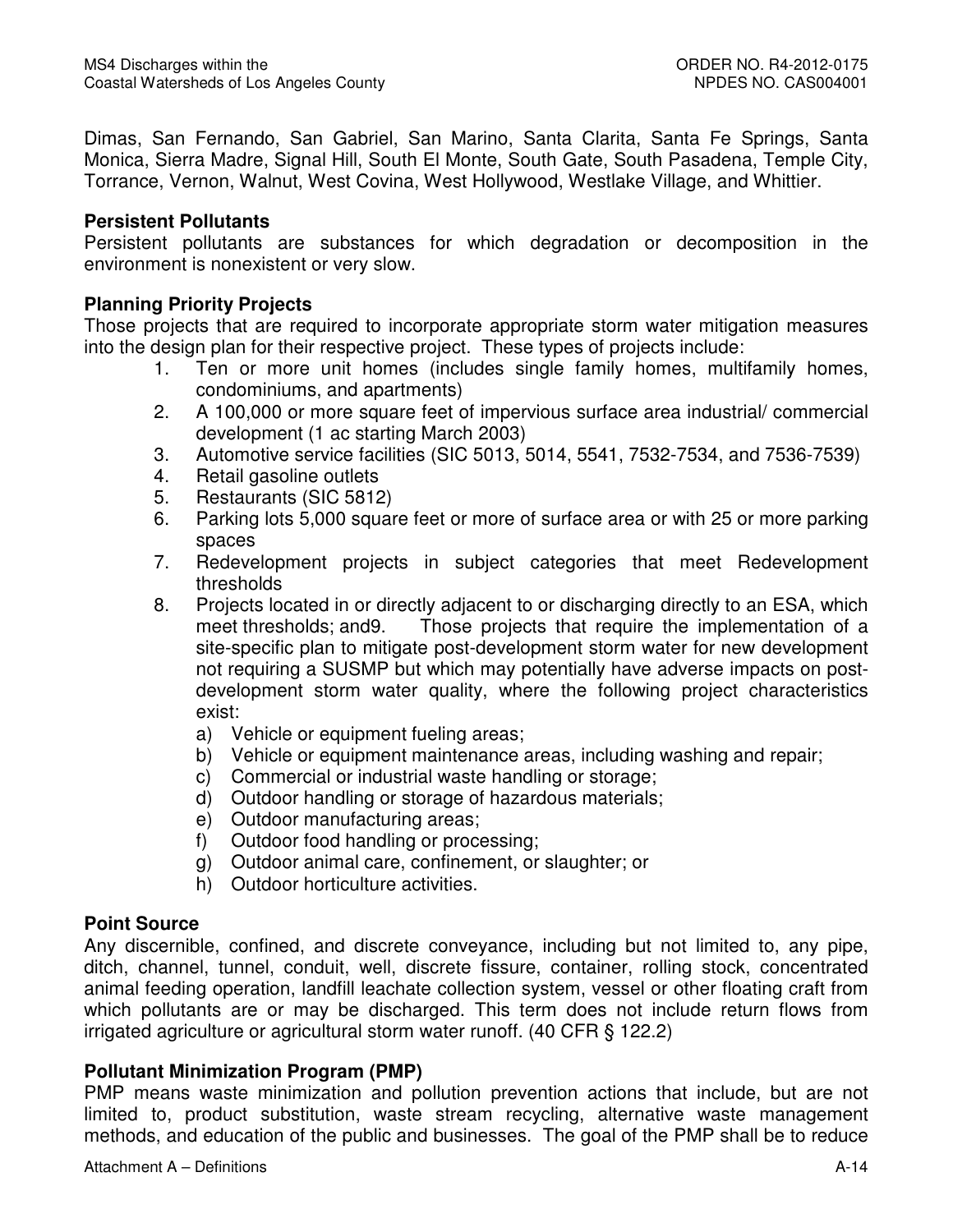Dimas, San Fernando, San Gabriel, San Marino, Santa Clarita, Santa Fe Springs, Santa Monica, Sierra Madre, Signal Hill, South El Monte, South Gate, South Pasadena, Temple City, Torrance, Vernon, Walnut, West Covina, West Hollywood, Westlake Village, and Whittier.

**Persistent Pollutants**

Persistent pollutants are substances for which degradation or decomposition in the environment is nonexistent or very slow.

**Planning Priority Projects**

Those projects that are required to incorporate appropriate storm water mitigation measures into the design plan for their respective project. These types of projects include:

1. Ten or more unit homes (includes single family homes, multifamily homes, condominiums, and apartments)
2. A 100,000 or more square feet of impervious surface area industrial/ commercial development (1 ac starting March 2003)
3. Automotive service facilities (SIC 5013, 5014, 5541, 7532-7534, and 7536-7539)
4. Retail gasoline outlets
5. Restaurants (SIC 5812)
6. Parking lots 5,000 square feet or more of surface area or with 25 or more parking spaces
7. Redevelopment projects in subject categories that meet Redevelopment thresholds
8. Projects located in or directly adjacent to or discharging directly to an ESA, which meet thresholds; and9. Those projects that require the implementation of a site-specific plan to mitigate post-development storm water for new development not requiring a SUSMP but which may potentially have adverse impacts on post-development storm water quality, where the following project characteristics exist:
   a) Vehicle or equipment fueling areas;
   b) Vehicle or equipment maintenance areas, including washing and repair;
   c) Commercial or industrial waste handling or storage;
   d) Outdoor handling or storage of hazardous materials;
   e) Outdoor manufacturing areas;
   f) Outdoor food handling or processing;
   g) Outdoor animal care, confinement, or slaughter; or
   h) Outdoor horticulture activities.

**Point Source**

Any discernible, confined, and discrete conveyance, including but not limited to, any pipe, ditch, channel, tunnel, conduit, well, discrete fissure, container, rolling stock, concentrated animal feeding operation, landfill leachate collection system, vessel or other floating craft from which pollutants are or may be discharged. This term does not include return flows from irrigated agriculture or agricultural storm water runoff. (40 CFR § 122.2)

**Pollutant Minimization Program (PMP)**

PMP means waste minimization and pollution prevention actions that include, but are not limited to, product substitution, waste stream recycling, alternative waste management methods, and education of the public and businesses. The goal of the PMP shall be to reduce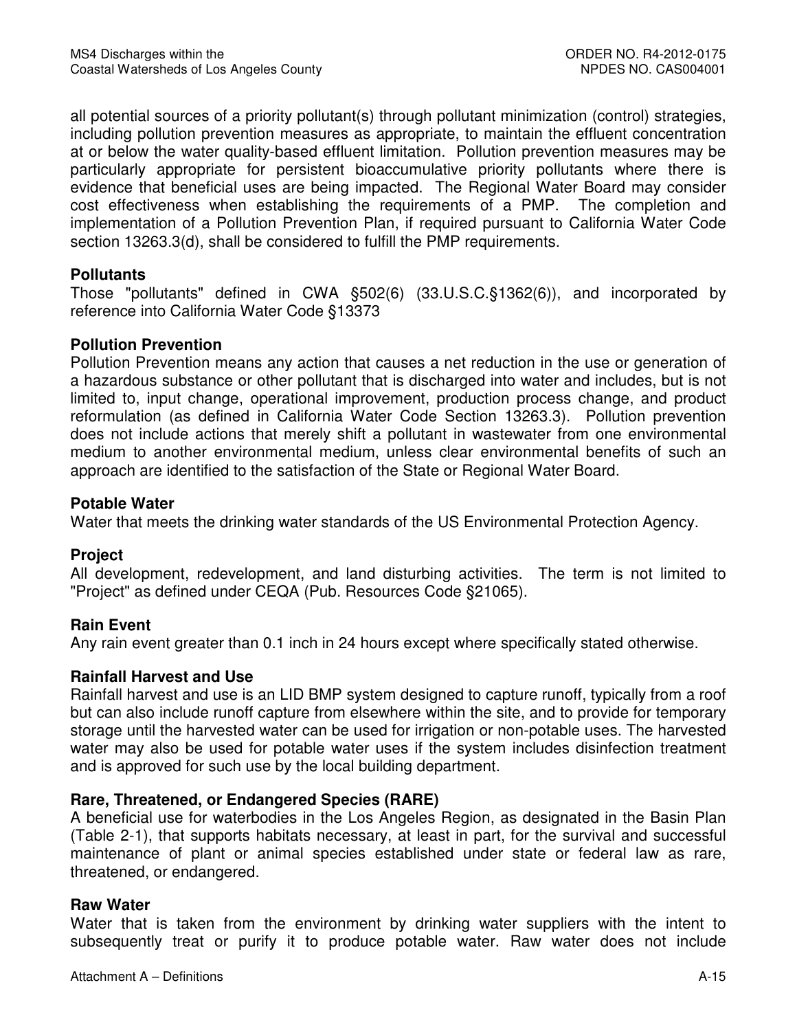all potential sources of a priority pollutant(s) through pollutant minimization (control) strategies, including pollution prevention measures as appropriate, to maintain the effluent concentration at or below the water quality-based effluent limitation. Pollution prevention measures may be particularly appropriate for persistent bioaccumulative priority pollutants where there is evidence that beneficial uses are being impacted. The Regional Water Board may consider cost effectiveness when establishing the requirements of a PMP. The completion and implementation of a Pollution Prevention Plan, if required pursuant to California Water Code section 13263.3(d), shall be considered to fulfill the PMP requirements.

**Pollutants**
Those "pollutants" defined in CWA §502(6) (33.U.S.C.§1362(6)), and incorporated by reference into California Water Code §13373

**Pollution Prevention**
Pollution Prevention means any action that causes a net reduction in the use or generation of a hazardous substance or other pollutant that is discharged into water and includes, but is not limited to, input change, operational improvement, production process change, and product reformulation (as defined in California Water Code Section 13263.3). Pollution prevention does not include actions that merely shift a pollutant in wastewater from one environmental medium to another environmental medium, unless clear environmental benefits of such an approach are identified to the satisfaction of the State or Regional Water Board.

**Potable Water**
Water that meets the drinking water standards of the US Environmental Protection Agency.

**Project**
All development, redevelopment, and land disturbing activities. The term is not limited to "Project" as defined under CEQA (Pub. Resources Code §21065).

**Rain Event**
Any rain event greater than 0.1 inch in 24 hours except where specifically stated otherwise.

**Rainfall Harvest and Use**
Rainfall harvest and use is an LID BMP system designed to capture runoff, typically from a roof but can also include runoff capture from elsewhere within the site, and to provide for temporary storage until the harvested water can be used for irrigation or non-potable uses. The harvested water may also be used for potable water uses if the system includes disinfection treatment and is approved for such use by the local building department.

**Rare, Threatened, or Endangered Species (RARE)**
A beneficial use for waterbodies in the Los Angeles Region, as designated in the Basin Plan (Table 2-1), that supports habitats necessary, at least in part, for the survival and successful maintenance of plant or animal species established under state or federal law as rare, threatened, or endangered.

**Raw Water**
Water that is taken from the environment by drinking water suppliers with the intent to subsequently treat or purify it to produce potable water. Raw water does not include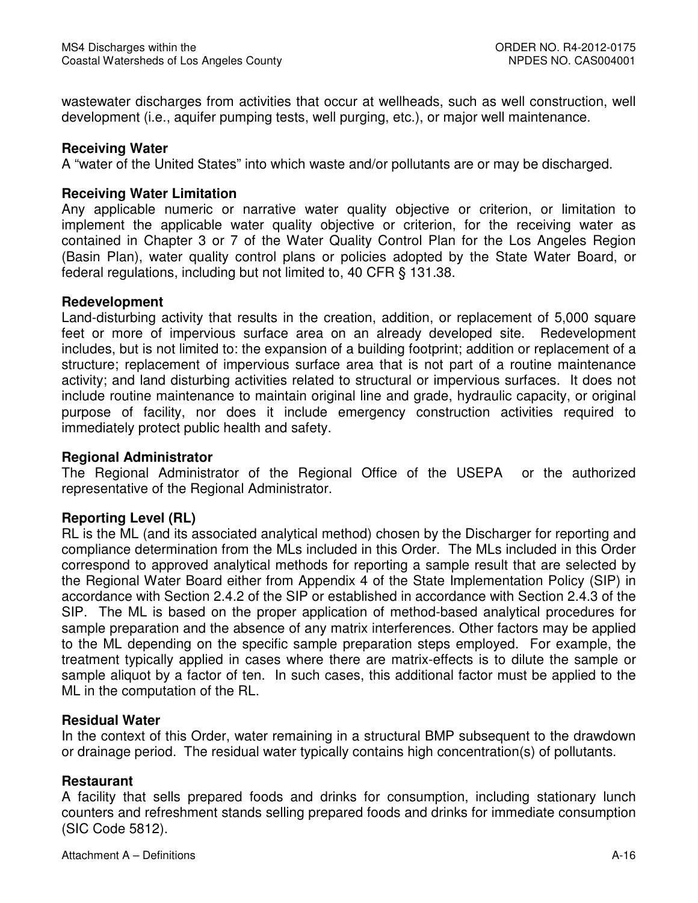wastewater discharges from activities that occur at wellheads, such as well construction, well development (i.e., aquifer pumping tests, well purging, etc.), or major well maintenance.

**Receiving Water**
A "water of the United States" into which waste and/or pollutants are or may be discharged.

**Receiving Water Limitation**
Any applicable numeric or narrative water quality objective or criterion, or limitation to implement the applicable water quality objective or criterion, for the receiving water as contained in Chapter 3 or 7 of the Water Quality Control Plan for the Los Angeles Region (Basin Plan), water quality control plans or policies adopted by the State Water Board, or federal regulations, including but not limited to, 40 CFR § 131.38.

**Redevelopment**
Land-disturbing activity that results in the creation, addition, or replacement of 5,000 square feet or more of impervious surface area on an already developed site. Redevelopment includes, but is not limited to: the expansion of a building footprint; addition or replacement of a structure; replacement of impervious surface area that is not part of a routine maintenance activity; and land disturbing activities related to structural or impervious surfaces. It does not include routine maintenance to maintain original line and grade, hydraulic capacity, or original purpose of facility, nor does it include emergency construction activities required to immediately protect public health and safety.

**Regional Administrator**
The Regional Administrator of the Regional Office of the USEPA or the authorized representative of the Regional Administrator.

**Reporting Level (RL)**
RL is the ML (and its associated analytical method) chosen by the Discharger for reporting and compliance determination from the MLs included in this Order. The MLs included in this Order correspond to approved analytical methods for reporting a sample result that are selected by the Regional Water Board either from Appendix 4 of the State Implementation Policy (SIP) in accordance with Section 2.4.2 of the SIP or established in accordance with Section 2.4.3 of the SIP. The ML is based on the proper application of method-based analytical procedures for sample preparation and the absence of any matrix interferences. Other factors may be applied to the ML depending on the specific sample preparation steps employed. For example, the treatment typically applied in cases where there are matrix-effects is to dilute the sample or sample aliquot by a factor of ten. In such cases, this additional factor must be applied to the ML in the computation of the RL.

**Residual Water**
In the context of this Order, water remaining in a structural BMP subsequent to the drawdown or drainage period. The residual water typically contains high concentration(s) of pollutants.

**Restaurant**
A facility that sells prepared foods and drinks for consumption, including stationary lunch counters and refreshment stands selling prepared foods and drinks for immediate consumption (SIC Code 5812).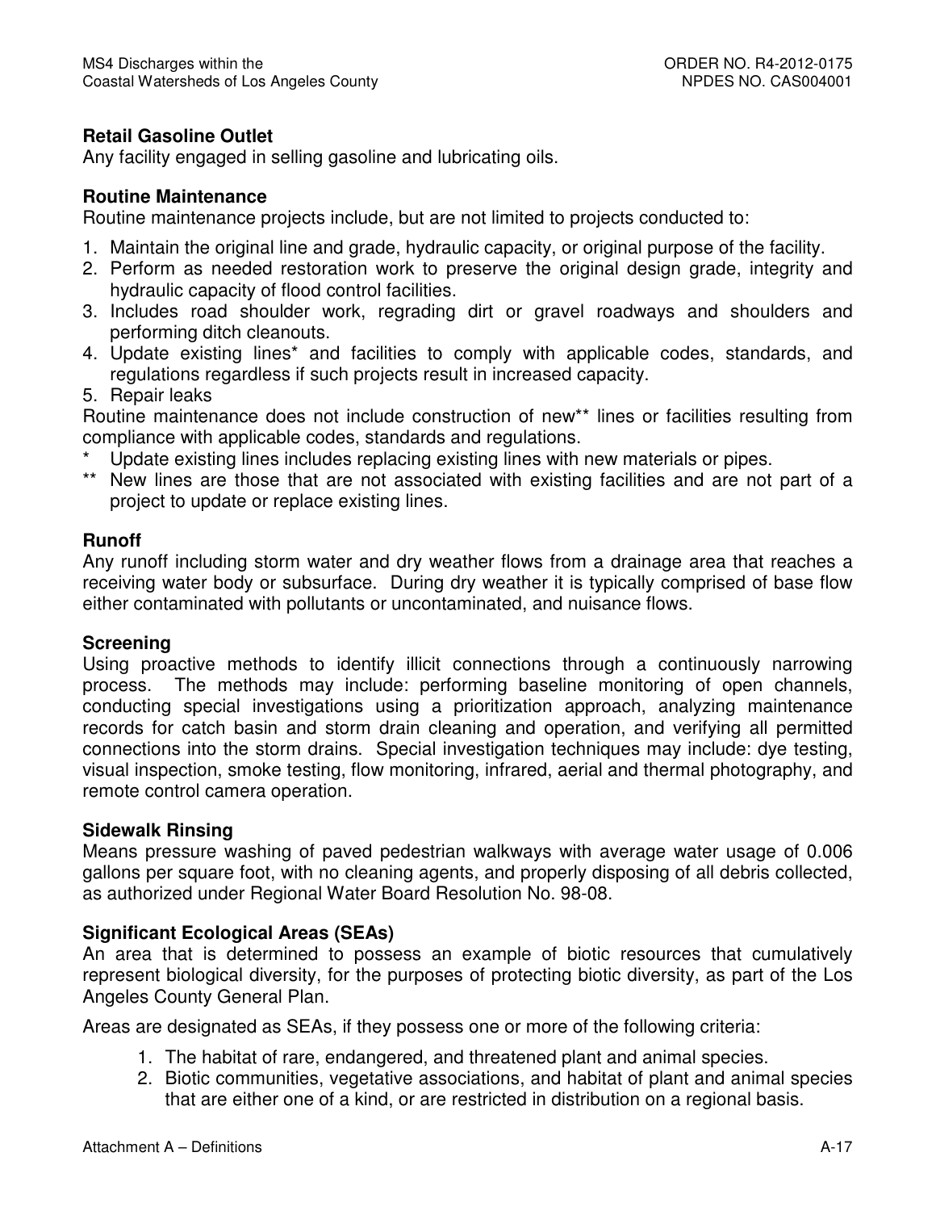**Retail Gasoline Outlet**
Any facility engaged in selling gasoline and lubricating oils.

**Routine Maintenance**
Routine maintenance projects include, but are not limited to projects conducted to:

1. Maintain the original line and grade, hydraulic capacity, or original purpose of the facility.
2. Perform as needed restoration work to preserve the original design grade, integrity and hydraulic capacity of flood control facilities.
3. Includes road shoulder work, regrading dirt or gravel roadways and shoulders and performing ditch cleanouts.
4. Update existing lines* and facilities to comply with applicable codes, standards, and regulations regardless if such projects result in increased capacity.
5. Repair leaks

Routine maintenance does not include construction of new** lines or facilities resulting from compliance with applicable codes, standards and regulations.

\* Update existing lines includes replacing existing lines with new materials or pipes.

\*\* New lines are those that are not associated with existing facilities and are not part of a project to update or replace existing lines.

**Runoff**
Any runoff including storm water and dry weather flows from a drainage area that reaches a receiving water body or subsurface. During dry weather it is typically comprised of base flow either contaminated with pollutants or uncontaminated, and nuisance flows.

**Screening**
Using proactive methods to identify illicit connections through a continuously narrowing process. The methods may include: performing baseline monitoring of open channels, conducting special investigations using a prioritization approach, analyzing maintenance records for catch basin and storm drain cleaning and operation, and verifying all permitted connections into the storm drains. Special investigation techniques may include: dye testing, visual inspection, smoke testing, flow monitoring, infrared, aerial and thermal photography, and remote control camera operation.

**Sidewalk Rinsing**
Means pressure washing of paved pedestrian walkways with average water usage of 0.006 gallons per square foot, with no cleaning agents, and properly disposing of all debris collected, as authorized under Regional Water Board Resolution No. 98-08.

**Significant Ecological Areas (SEAs)**
An area that is determined to possess an example of biotic resources that cumulatively represent biological diversity, for the purposes of protecting biotic diversity, as part of the Los Angeles County General Plan.

Areas are designated as SEAs, if they possess one or more of the following criteria:

1. The habitat of rare, endangered, and threatened plant and animal species.
2. Biotic communities, vegetative associations, and habitat of plant and animal species that are either one of a kind, or are restricted in distribution on a regional basis.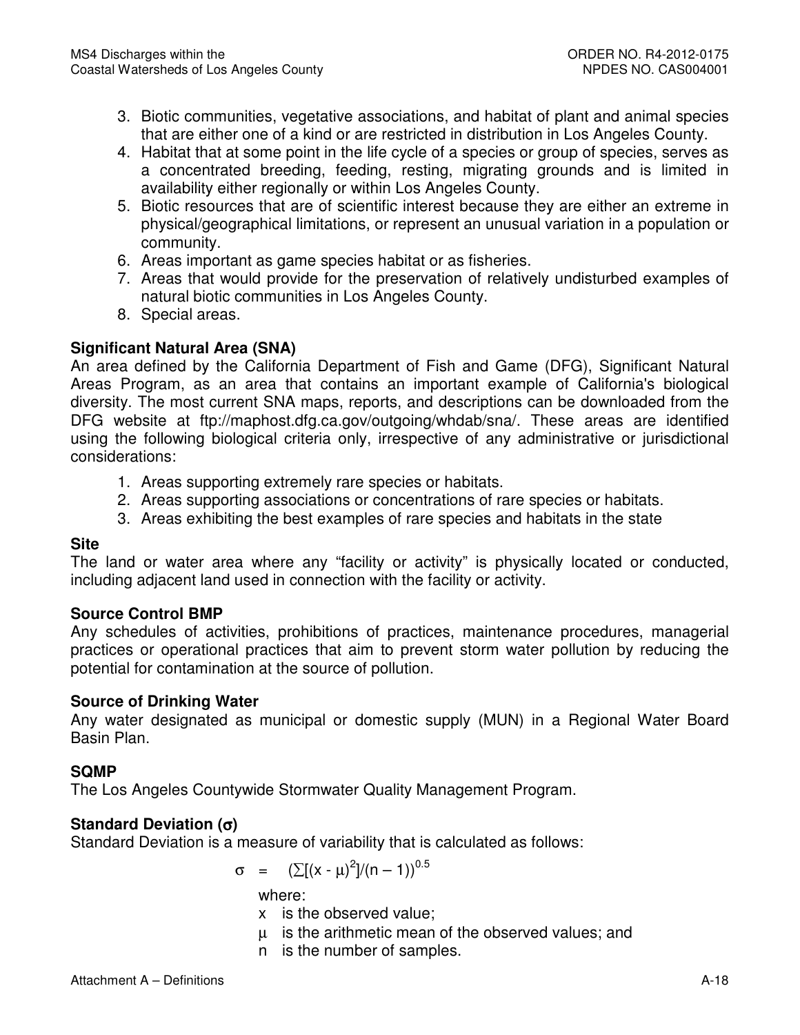3. Biotic communities, vegetative associations, and habitat of plant and animal species that are either one of a kind or are restricted in distribution in Los Angeles County.
4. Habitat that at some point in the life cycle of a species or group of species, serves as a concentrated breeding, feeding, resting, migrating grounds and is limited in availability either regionally or within Los Angeles County.
5. Biotic resources that are of scientific interest because they are either an extreme in physical/geographical limitations, or represent an unusual variation in a population or community.
6. Areas important as game species habitat or as fisheries.
7. Areas that would provide for the preservation of relatively undisturbed examples of natural biotic communities in Los Angeles County.
8. Special areas.

**Significant Natural Area (SNA)**
An area defined by the California Department of Fish and Game (DFG), Significant Natural Areas Program, as an area that contains an important example of California's biological diversity. The most current SNA maps, reports, and descriptions can be downloaded from the DFG website at ftp://maphost.dfg.ca.gov/outgoing/whdab/sna/. These areas are identified using the following biological criteria only, irrespective of any administrative or jurisdictional considerations:

1. Areas supporting extremely rare species or habitats.
2. Areas supporting associations or concentrations of rare species or habitats.
3. Areas exhibiting the best examples of rare species and habitats in the state

**Site**
The land or water area where any "facility or activity" is physically located or conducted, including adjacent land used in connection with the facility or activity.

**Source Control BMP**
Any schedules of activities, prohibitions of practices, maintenance procedures, managerial practices or operational practices that aim to prevent storm water pollution by reducing the potential for contamination at the source of pollution.

**Source of Drinking Water**
Any water designated as municipal or domestic supply (MUN) in a Regional Water Board Basin Plan.

**SQMP**
The Los Angeles Countywide Stormwater Quality Management Program.

**Standard Deviation ($\sigma$)**
Standard Deviation is a measure of variability that is calculated as follows:

$$\sigma = (\sum[(x - \mu)^2]/(n - 1))^{0.5}$$

where:

- $x$ is the observed value;
- $\mu$ is the arithmetic mean of the observed values; and
- $n$ is the number of samples.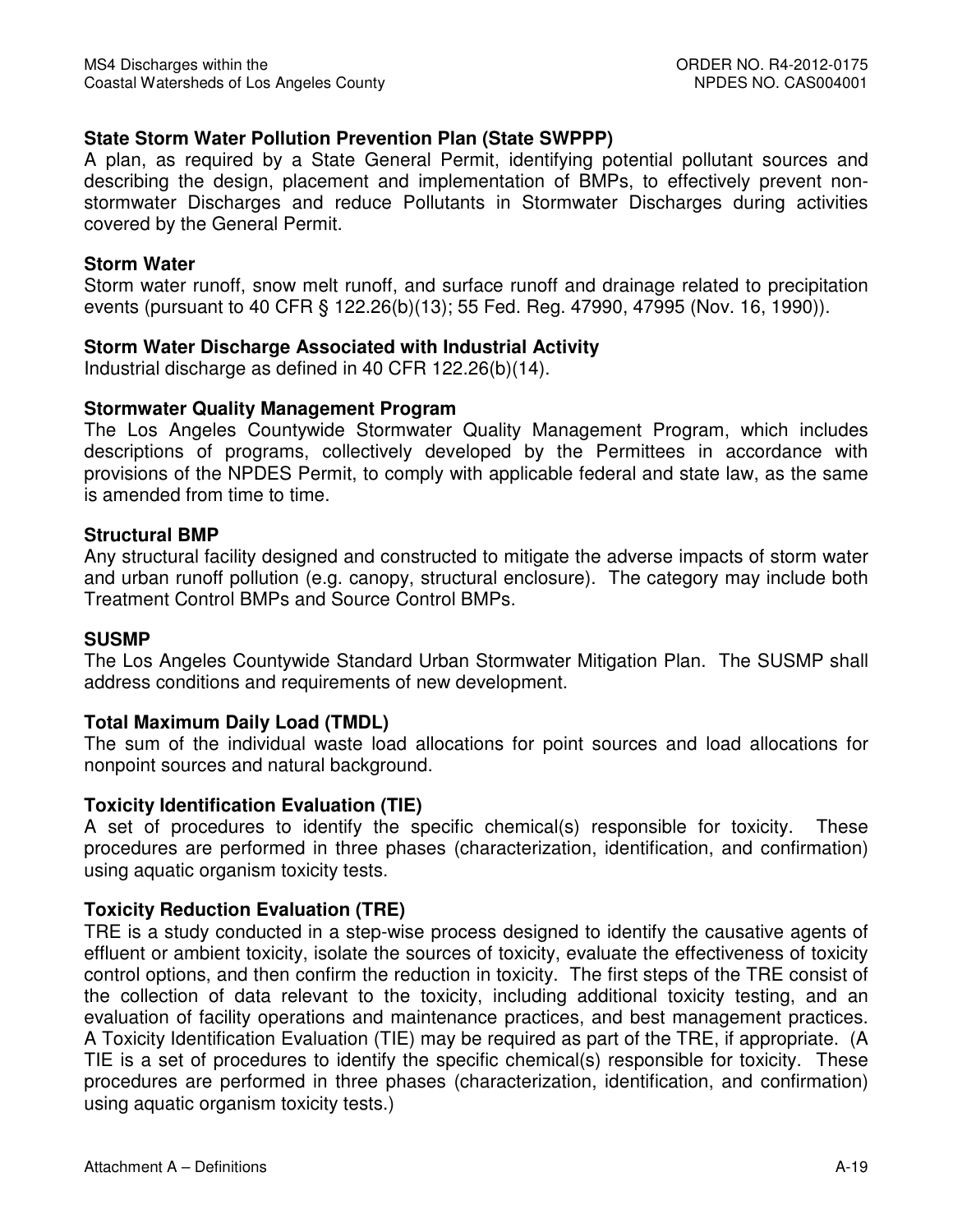**State Storm Water Pollution Prevention Plan (State SWPPP)**
A plan, as required by a State General Permit, identifying potential pollutant sources and describing the design, placement and implementation of BMPs, to effectively prevent non-stormwater Discharges and reduce Pollutants in Stormwater Discharges during activities covered by the General Permit.

**Storm Water**
Storm water runoff, snow melt runoff, and surface runoff and drainage related to precipitation events (pursuant to 40 CFR § 122.26(b)(13); 55 Fed. Reg. 47990, 47995 (Nov. 16, 1990)).

**Storm Water Discharge Associated with Industrial Activity**
Industrial discharge as defined in 40 CFR 122.26(b)(14).

**Stormwater Quality Management Program**
The Los Angeles Countywide Stormwater Quality Management Program, which includes descriptions of programs, collectively developed by the Permittees in accordance with provisions of the NPDES Permit, to comply with applicable federal and state law, as the same is amended from time to time.

**Structural BMP**
Any structural facility designed and constructed to mitigate the adverse impacts of storm water and urban runoff pollution (e.g. canopy, structural enclosure). The category may include both Treatment Control BMPs and Source Control BMPs.

**SUSMP**
The Los Angeles Countywide Standard Urban Stormwater Mitigation Plan. The SUSMP shall address conditions and requirements of new development.

**Total Maximum Daily Load (TMDL)**
The sum of the individual waste load allocations for point sources and load allocations for nonpoint sources and natural background.

**Toxicity Identification Evaluation (TIE)**
A set of procedures to identify the specific chemical(s) responsible for toxicity. These procedures are performed in three phases (characterization, identification, and confirmation) using aquatic organism toxicity tests.

**Toxicity Reduction Evaluation (TRE)**
TRE is a study conducted in a step-wise process designed to identify the causative agents of effluent or ambient toxicity, isolate the sources of toxicity, evaluate the effectiveness of toxicity control options, and then confirm the reduction in toxicity. The first steps of the TRE consist of the collection of data relevant to the toxicity, including additional toxicity testing, and an evaluation of facility operations and maintenance practices, and best management practices. A Toxicity Identification Evaluation (TIE) may be required as part of the TRE, if appropriate. (A TIE is a set of procedures to identify the specific chemical(s) responsible for toxicity. These procedures are performed in three phases (characterization, identification, and confirmation) using aquatic organism toxicity tests.)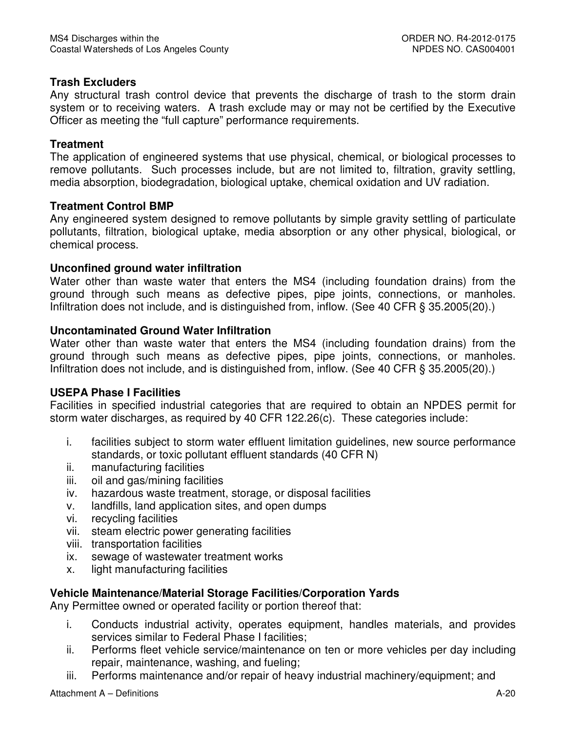**Trash Excluders**
Any structural trash control device that prevents the discharge of trash to the storm drain system or to receiving waters. A trash exclude may or may not be certified by the Executive Officer as meeting the "full capture" performance requirements.

**Treatment**
The application of engineered systems that use physical, chemical, or biological processes to remove pollutants. Such processes include, but are not limited to, filtration, gravity settling, media absorption, biodegradation, biological uptake, chemical oxidation and UV radiation.

**Treatment Control BMP**
Any engineered system designed to remove pollutants by simple gravity settling of particulate pollutants, filtration, biological uptake, media absorption or any other physical, biological, or chemical process.

**Unconfined ground water infiltration**
Water other than waste water that enters the MS4 (including foundation drains) from the ground through such means as defective pipes, pipe joints, connections, or manholes. Infiltration does not include, and is distinguished from, inflow. (See 40 CFR § 35.2005(20).)

**Uncontaminated Ground Water Infiltration**
Water other than waste water that enters the MS4 (including foundation drains) from the ground through such means as defective pipes, pipe joints, connections, or manholes. Infiltration does not include, and is distinguished from, inflow. (See 40 CFR § 35.2005(20).)

**USEPA Phase I Facilities**
Facilities in specified industrial categories that are required to obtain an NPDES permit for storm water discharges, as required by 40 CFR 122.26(c). These categories include:

i. facilities subject to storm water effluent limitation guidelines, new source performance standards, or toxic pollutant effluent standards (40 CFR N)
ii. manufacturing facilities
iii. oil and gas/mining facilities
iv. hazardous waste treatment, storage, or disposal facilities
v. landfills, land application sites, and open dumps
vi. recycling facilities
vii. steam electric power generating facilities
viii. transportation facilities
ix. sewage of wastewater treatment works
x. light manufacturing facilities

**Vehicle Maintenance/Material Storage Facilities/Corporation Yards**
Any Permittee owned or operated facility or portion thereof that:

i. Conducts industrial activity, operates equipment, handles materials, and provides services similar to Federal Phase I facilities;
ii. Performs fleet vehicle service/maintenance on ten or more vehicles per day including repair, maintenance, washing, and fueling;
iii. Performs maintenance and/or repair of heavy industrial machinery/equipment; and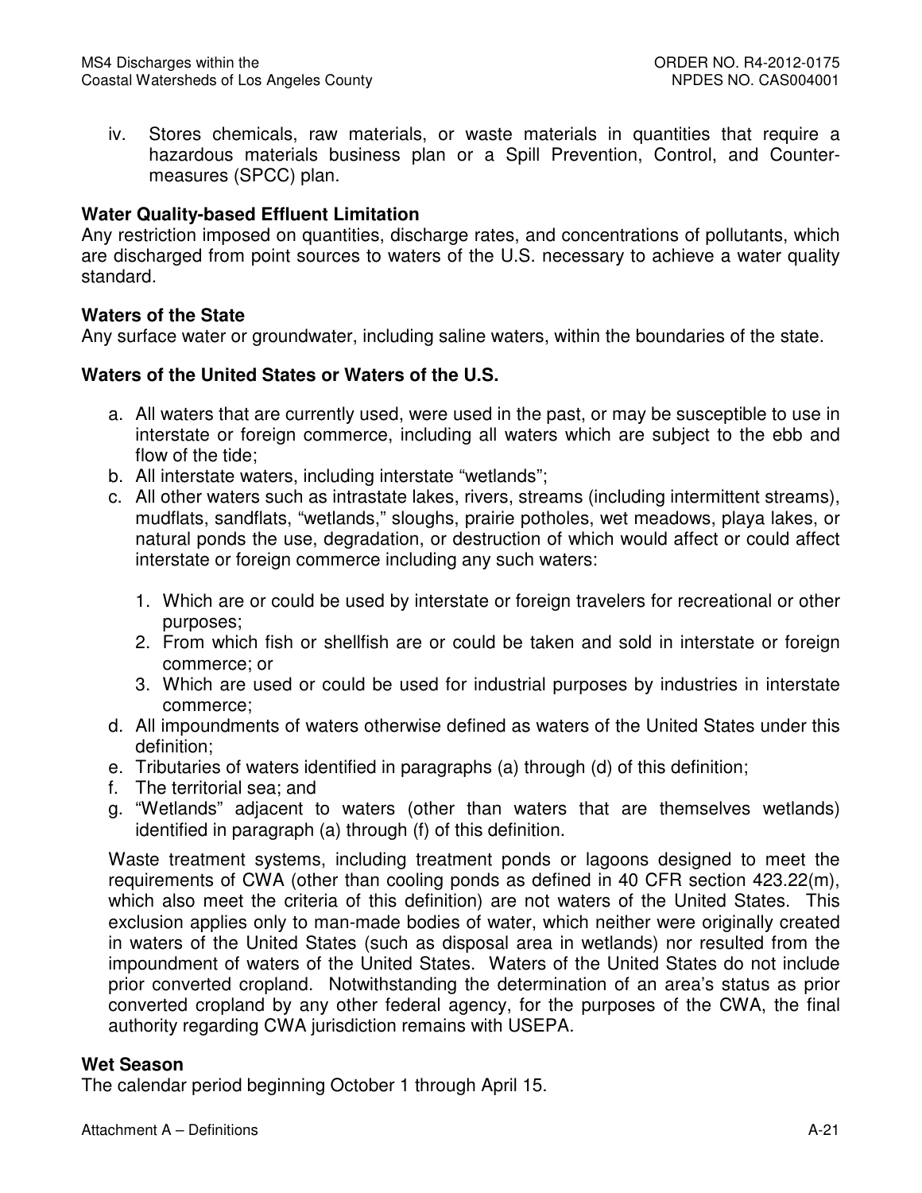iv. Stores chemicals, raw materials, or waste materials in quantities that require a hazardous materials business plan or a Spill Prevention, Control, and Countermeasures (SPCC) plan.

**Water Quality-based Effluent Limitation**

Any restriction imposed on quantities, discharge rates, and concentrations of pollutants, which are discharged from point sources to waters of the U.S. necessary to achieve a water quality standard.

**Waters of the State**

Any surface water or groundwater, including saline waters, within the boundaries of the state.

**Waters of the United States or Waters of the U.S.**

a. All waters that are currently used, were used in the past, or may be susceptible to use in interstate or foreign commerce, including all waters which are subject to the ebb and flow of the tide;
b. All interstate waters, including interstate "wetlands";
c. All other waters such as intrastate lakes, rivers, streams (including intermittent streams), mudflats, sandflats, "wetlands," sloughs, prairie potholes, wet meadows, playa lakes, or natural ponds the use, degradation, or destruction of which would affect or could affect interstate or foreign commerce including any such waters:

   1. Which are or could be used by interstate or foreign travelers for recreational or other purposes;
   2. From which fish or shellfish are or could be taken and sold in interstate or foreign commerce; or
   3. Which are used or could be used for industrial purposes by industries in interstate commerce;

d. All impoundments of waters otherwise defined as waters of the United States under this definition;
e. Tributaries of waters identified in paragraphs (a) through (d) of this definition;
f. The territorial sea; and
g. "Wetlands" adjacent to waters (other than waters that are themselves wetlands) identified in paragraph (a) through (f) of this definition.

Waste treatment systems, including treatment ponds or lagoons designed to meet the requirements of CWA (other than cooling ponds as defined in 40 CFR section 423.22(m), which also meet the criteria of this definition) are not waters of the United States. This exclusion applies only to man-made bodies of water, which neither were originally created in waters of the United States (such as disposal area in wetlands) nor resulted from the impoundment of waters of the United States. Waters of the United States do not include prior converted cropland. Notwithstanding the determination of an area's status as prior converted cropland by any other federal agency, for the purposes of the CWA, the final authority regarding CWA jurisdiction remains with USEPA.

**Wet Season**

The calendar period beginning October 1 through April 15.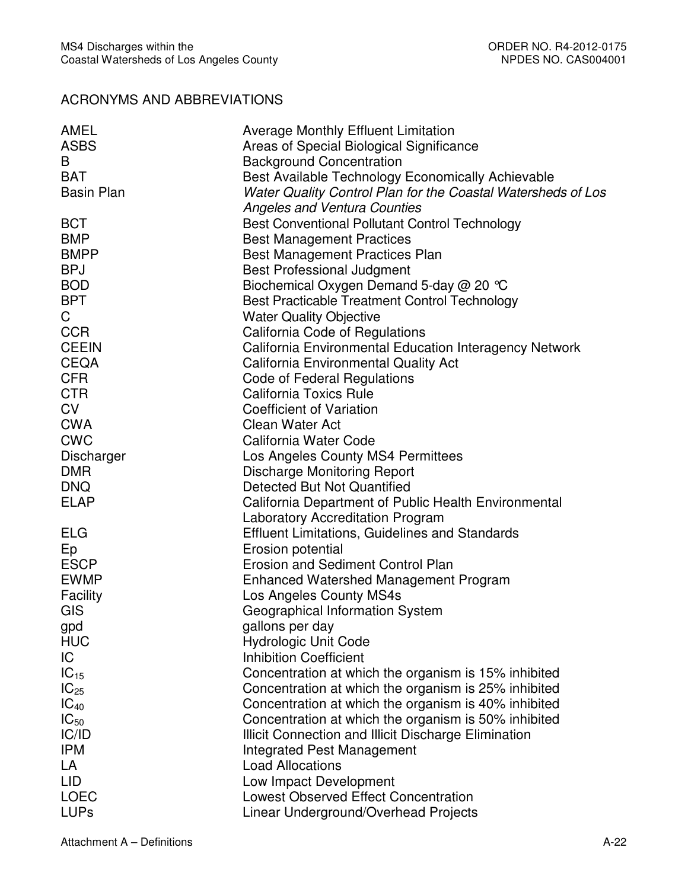## ACRONYMS AND ABBREVIATIONS

| | |
|---|---|
| AMEL | Average Monthly Effluent Limitation |
| ASBS | Areas of Special Biological Significance |
| B | Background Concentration |
| BAT | Best Available Technology Economically Achievable |
| Basin Plan | *Water Quality Control Plan for the Coastal Watersheds of Los Angeles and Ventura Counties* |
| BCT | Best Conventional Pollutant Control Technology |
| BMP | Best Management Practices |
| BMPP | Best Management Practices Plan |
| BPJ | Best Professional Judgment |
| BOD | Biochemical Oxygen Demand 5-day @ 20 °C |
| BPT | Best Practicable Treatment Control Technology |
| C | Water Quality Objective |
| CCR | California Code of Regulations |
| CEEIN | California Environmental Education Interagency Network |
| CEQA | California Environmental Quality Act |
| CFR | Code of Federal Regulations |
| CTR | California Toxics Rule |
| CV | Coefficient of Variation |
| CWA | Clean Water Act |
| CWC | California Water Code |
| Discharger | Los Angeles County MS4 Permittees |
| DMR | Discharge Monitoring Report |
| DNQ | Detected But Not Quantified |
| ELAP | California Department of Public Health Environmental Laboratory Accreditation Program |
| ELG | Effluent Limitations, Guidelines and Standards |
| Ep | Erosion potential |
| ESCP | Erosion and Sediment Control Plan |
| EWMP | Enhanced Watershed Management Program |
| Facility | Los Angeles County MS4s |
| GIS | Geographical Information System |
| gpd | gallons per day |
| HUC | Hydrologic Unit Code |
| IC | Inhibition Coefficient |
| $IC_{15}$ | Concentration at which the organism is 15% inhibited |
| $IC_{25}$ | Concentration at which the organism is 25% inhibited |
| $IC_{40}$ | Concentration at which the organism is 40% inhibited |
| $IC_{50}$ | Concentration at which the organism is 50% inhibited |
| IC/ID | Illicit Connection and Illicit Discharge Elimination |
| IPM | Integrated Pest Management |
| LA | Load Allocations |
| LID | Low Impact Development |
| LOEC | Lowest Observed Effect Concentration |
| LUPs | Linear Underground/Overhead Projects |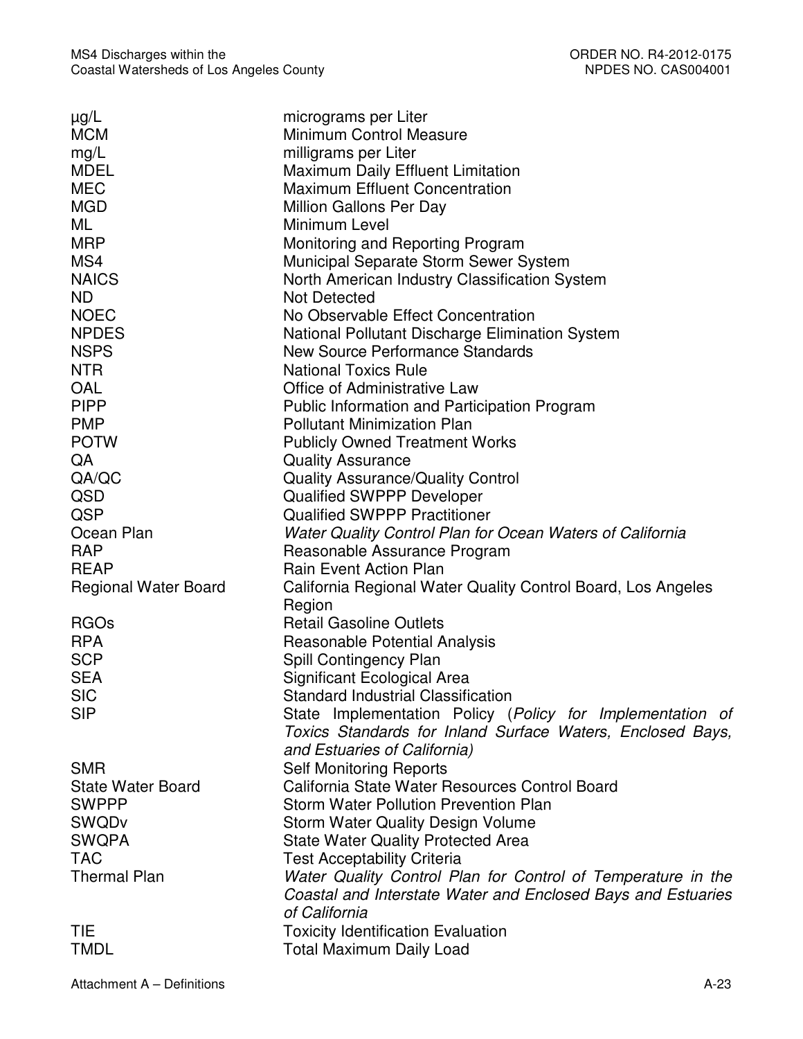| | |
|---|---|
| µg/L | micrograms per Liter |
| MCM | Minimum Control Measure |
| mg/L | milligrams per Liter |
| MDEL | Maximum Daily Effluent Limitation |
| MEC | Maximum Effluent Concentration |
| MGD | Million Gallons Per Day |
| ML | Minimum Level |
| MRP | Monitoring and Reporting Program |
| MS4 | Municipal Separate Storm Sewer System |
| NAICS | North American Industry Classification System |
| ND | Not Detected |
| NOEC | No Observable Effect Concentration |
| NPDES | National Pollutant Discharge Elimination System |
| NSPS | New Source Performance Standards |
| NTR | National Toxics Rule |
| OAL | Office of Administrative Law |
| PIPP | Public Information and Participation Program |
| PMP | Pollutant Minimization Plan |
| POTW | Publicly Owned Treatment Works |
| QA | Quality Assurance |
| QA/QC | Quality Assurance/Quality Control |
| QSD | Qualified SWPPP Developer |
| QSP | Qualified SWPPP Practitioner |
| Ocean Plan | *Water Quality Control Plan for Ocean Waters of California* |
| RAP | Reasonable Assurance Program |
| REAP | Rain Event Action Plan |
| Regional Water Board | California Regional Water Quality Control Board, Los Angeles Region |
| RGOs | Retail Gasoline Outlets |
| RPA | Reasonable Potential Analysis |
| SCP | Spill Contingency Plan |
| SEA | Significant Ecological Area |
| SIC | Standard Industrial Classification |
| SIP | State Implementation Policy (*Policy for Implementation of Toxics Standards for Inland Surface Waters, Enclosed Bays, and Estuaries of California)* |
| SMR | Self Monitoring Reports |
| State Water Board | California State Water Resources Control Board |
| SWPPP | Storm Water Pollution Prevention Plan |
| SWQDv | Storm Water Quality Design Volume |
| SWQPA | State Water Quality Protected Area |
| TAC | Test Acceptability Criteria |
| Thermal Plan | *Water Quality Control Plan for Control of Temperature in the Coastal and Interstate Water and Enclosed Bays and Estuaries of California* |
| TIE | Toxicity Identification Evaluation |
| TMDL | Total Maximum Daily Load |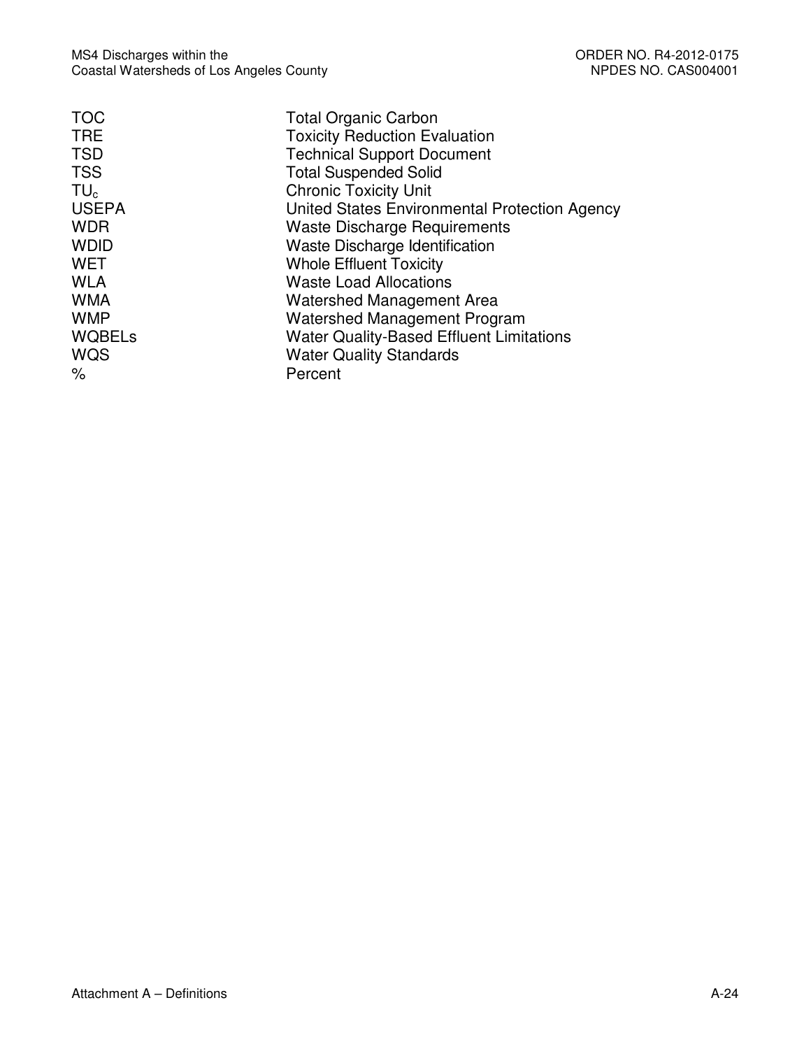| | |
|---|---|
| TOC | Total Organic Carbon |
| TRE | Toxicity Reduction Evaluation |
| TSD | Technical Support Document |
| TSS | Total Suspended Solid |
| $TU_c$ | Chronic Toxicity Unit |
| USEPA | United States Environmental Protection Agency |
| WDR | Waste Discharge Requirements |
| WDID | Waste Discharge Identification |
| WET | Whole Effluent Toxicity |
| WLA | Waste Load Allocations |
| WMA | Watershed Management Area |
| WMP | Watershed Management Program |
| WQBELs | Water Quality-Based Effluent Limitations |
| WQS | Water Quality Standards |
| % | Percent |